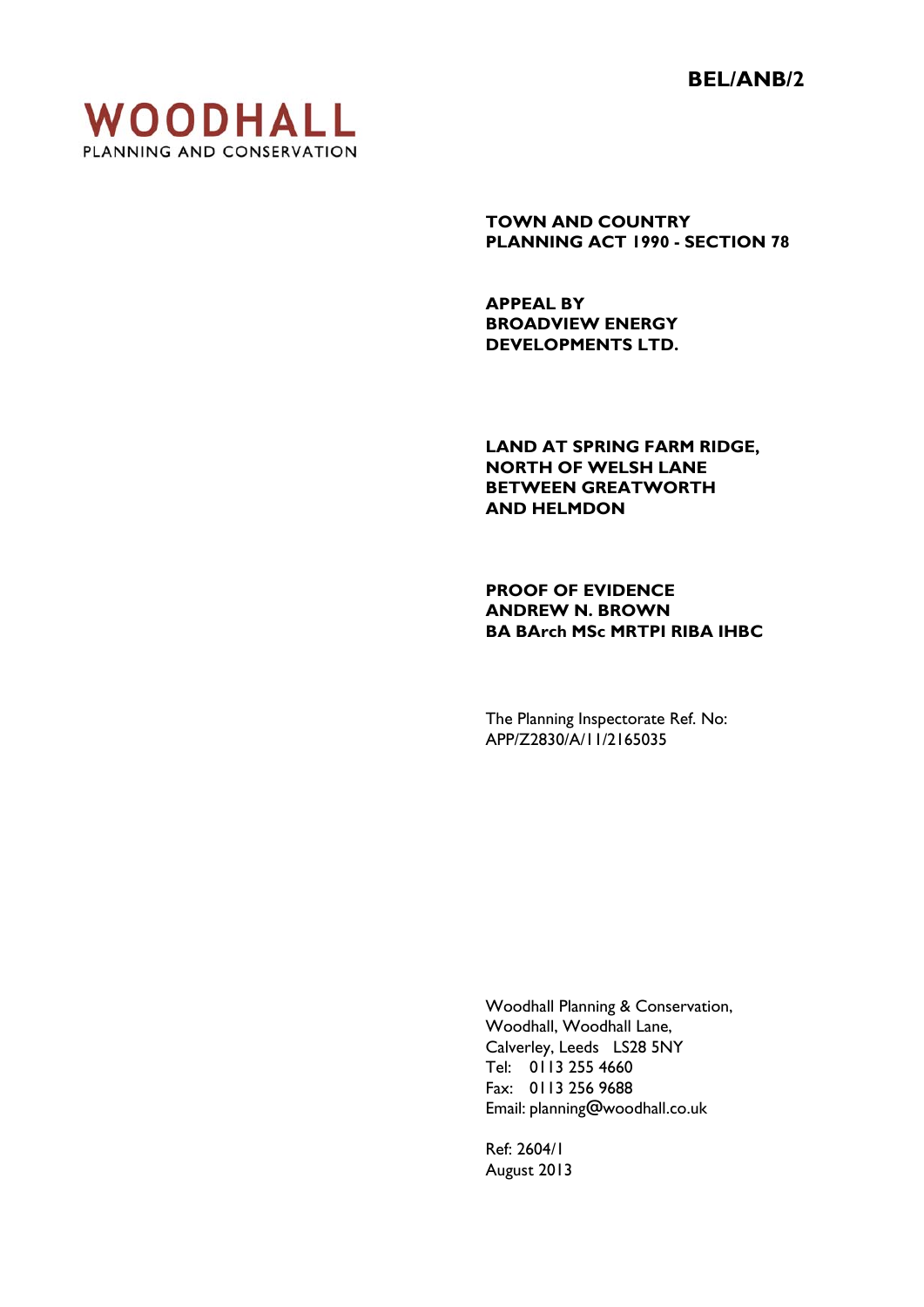**BEL/ANB/2**

**WOODHALL**
PLANNING AND CONSERVATION

**TOWN AND COUNTRY PLANNING ACT 1990 - SECTION 78**

**APPEAL BY BROADVIEW ENERGY DEVELOPMENTS LTD.**

**LAND AT SPRING FARM RIDGE, NORTH OF WELSH LANE BETWEEN GREATWORTH AND HELMDON**

**PROOF OF EVIDENCE**
**ANDREW N. BROWN**
**BA BArch MSc MRTPI RIBA IHBC**

The Planning Inspectorate Ref. No:
APP/Z2830/A/11/2165035

Woodhall Planning & Conservation,
Woodhall, Woodhall Lane,
Calverley, Leeds LS28 5NY
Tel: 0113 255 4660
Fax: 0113 256 9688
Email: planning@woodhall.co.uk

Ref: 2604/1
August 2013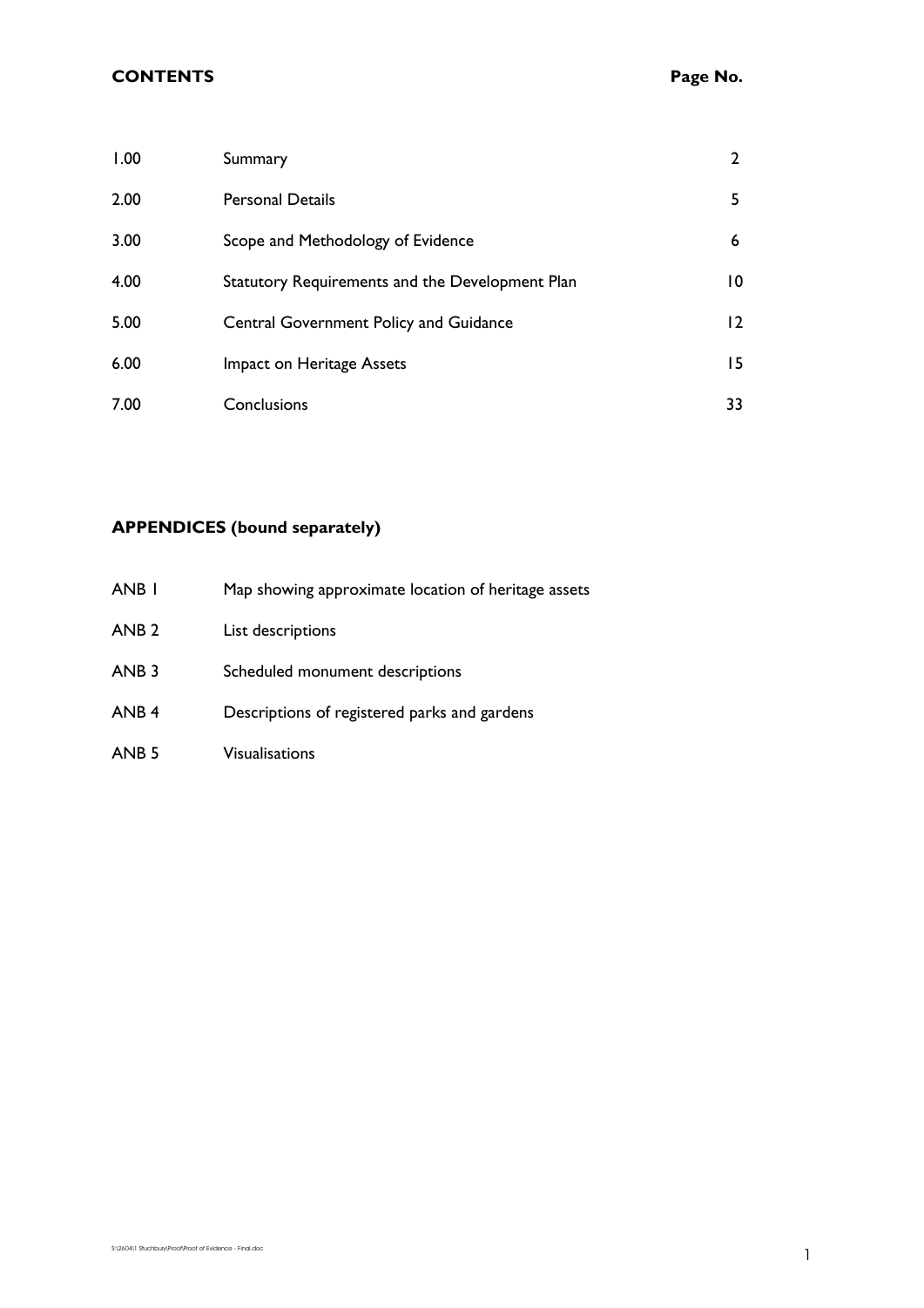## CONTENTS

| | | Page No. |
|---|---|---|
| 1.00 | Summary | 2 |
| 2.00 | Personal Details | 5 |
| 3.00 | Scope and Methodology of Evidence | 6 |
| 4.00 | Statutory Requirements and the Development Plan | 10 |
| 5.00 | Central Government Policy and Guidance | 12 |
| 6.00 | Impact on Heritage Assets | 15 |
| 7.00 | Conclusions | 33 |

## APPENDICES (bound separately)

| | |
|---|---|
| ANB 1 | Map showing approximate location of heritage assets |
| ANB 2 | List descriptions |
| ANB 3 | Scheduled monument descriptions |
| ANB 4 | Descriptions of registered parks and gardens |
| ANB 5 | Visualisations |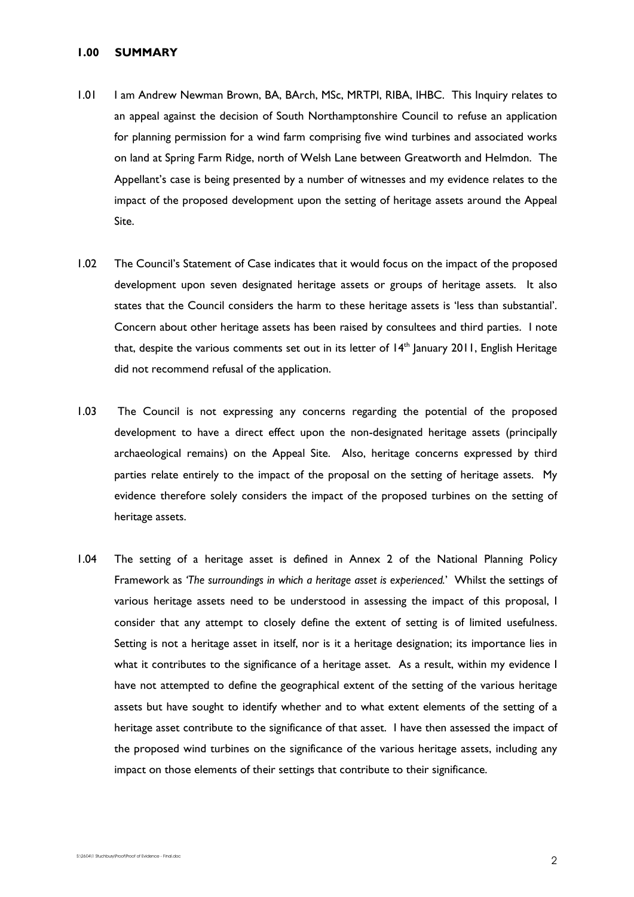## 1.00 SUMMARY

1.01 I am Andrew Newman Brown, BA, BArch, MSc, MRTPI, RIBA, IHBC. This Inquiry relates to an appeal against the decision of South Northamptonshire Council to refuse an application for planning permission for a wind farm comprising five wind turbines and associated works on land at Spring Farm Ridge, north of Welsh Lane between Greatworth and Helmdon. The Appellant's case is being presented by a number of witnesses and my evidence relates to the impact of the proposed development upon the setting of heritage assets around the Appeal Site.

1.02 The Council's Statement of Case indicates that it would focus on the impact of the proposed development upon seven designated heritage assets or groups of heritage assets. It also states that the Council considers the harm to these heritage assets is 'less than substantial'. Concern about other heritage assets has been raised by consultees and third parties. I note that, despite the various comments set out in its letter of 14th January 2011, English Heritage did not recommend refusal of the application.

1.03 The Council is not expressing any concerns regarding the potential of the proposed development to have a direct effect upon the non-designated heritage assets (principally archaeological remains) on the Appeal Site. Also, heritage concerns expressed by third parties relate entirely to the impact of the proposal on the setting of heritage assets. My evidence therefore solely considers the impact of the proposed turbines on the setting of heritage assets.

1.04 The setting of a heritage asset is defined in Annex 2 of the National Planning Policy Framework as *'The surroundings in which a heritage asset is experienced.'* Whilst the settings of various heritage assets need to be understood in assessing the impact of this proposal, I consider that any attempt to closely define the extent of setting is of limited usefulness. Setting is not a heritage asset in itself, nor is it a heritage designation; its importance lies in what it contributes to the significance of a heritage asset. As a result, within my evidence I have not attempted to define the geographical extent of the setting of the various heritage assets but have sought to identify whether and to what extent elements of the setting of a heritage asset contribute to the significance of that asset. I have then assessed the impact of the proposed wind turbines on the significance of the various heritage assets, including any impact on those elements of their settings that contribute to their significance.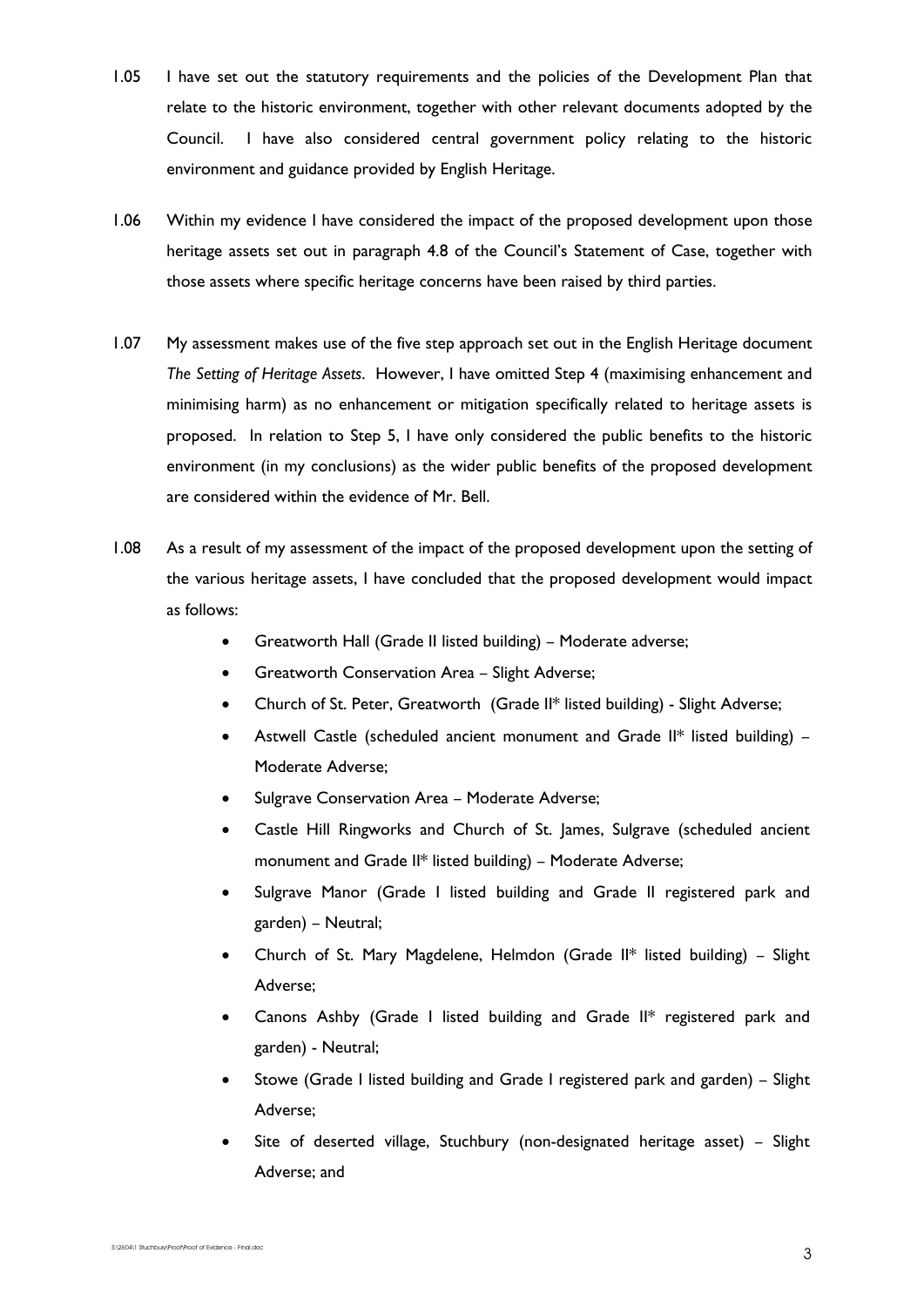1.05 I have set out the statutory requirements and the policies of the Development Plan that relate to the historic environment, together with other relevant documents adopted by the Council. I have also considered central government policy relating to the historic environment and guidance provided by English Heritage.

1.06 Within my evidence I have considered the impact of the proposed development upon those heritage assets set out in paragraph 4.8 of the Council's Statement of Case, together with those assets where specific heritage concerns have been raised by third parties.

1.07 My assessment makes use of the five step approach set out in the English Heritage document *The Setting of Heritage Assets*. However, I have omitted Step 4 (maximising enhancement and minimising harm) as no enhancement or mitigation specifically related to heritage assets is proposed. In relation to Step 5, I have only considered the public benefits to the historic environment (in my conclusions) as the wider public benefits of the proposed development are considered within the evidence of Mr. Bell.

1.08 As a result of my assessment of the impact of the proposed development upon the setting of the various heritage assets, I have concluded that the proposed development would impact as follows:

- Greatworth Hall (Grade II listed building) – Moderate adverse;
- Greatworth Conservation Area – Slight Adverse;
- Church of St. Peter, Greatworth (Grade II* listed building) - Slight Adverse;
- Astwell Castle (scheduled ancient monument and Grade II* listed building) – Moderate Adverse;
- Sulgrave Conservation Area – Moderate Adverse;
- Castle Hill Ringworks and Church of St. James, Sulgrave (scheduled ancient monument and Grade II* listed building) – Moderate Adverse;
- Sulgrave Manor (Grade I listed building and Grade II registered park and garden) – Neutral;
- Church of St. Mary Magdelene, Helmdon (Grade II* listed building) – Slight Adverse;
- Canons Ashby (Grade I listed building and Grade II* registered park and garden) - Neutral;
- Stowe (Grade I listed building and Grade I registered park and garden) – Slight Adverse;
- Site of deserted village, Stuchbury (non-designated heritage asset) – Slight Adverse; and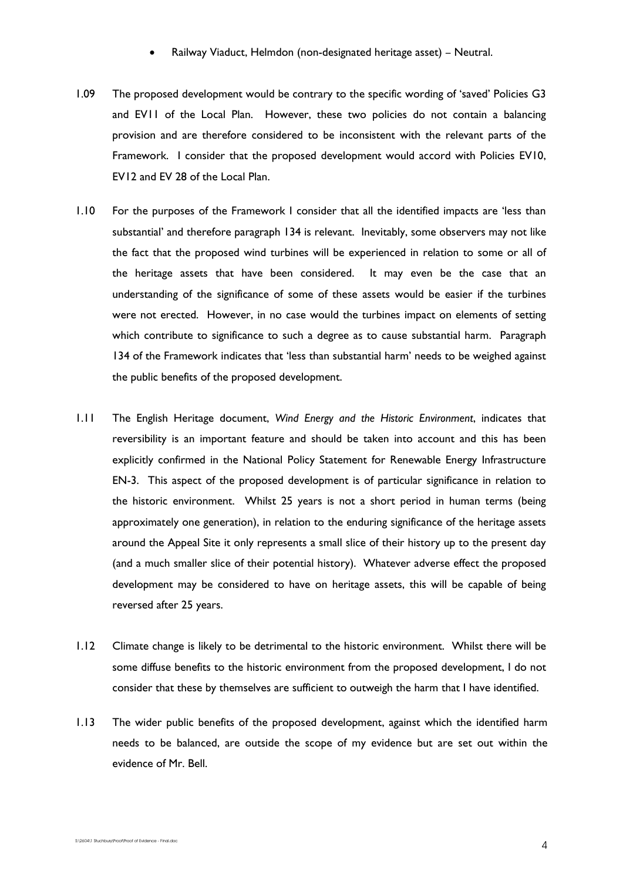- Railway Viaduct, Helmdon (non-designated heritage asset) – Neutral.

1.09 The proposed development would be contrary to the specific wording of 'saved' Policies G3 and EV11 of the Local Plan. However, these two policies do not contain a balancing provision and are therefore considered to be inconsistent with the relevant parts of the Framework. I consider that the proposed development would accord with Policies EV10, EV12 and EV 28 of the Local Plan.

1.10 For the purposes of the Framework I consider that all the identified impacts are 'less than substantial' and therefore paragraph 134 is relevant. Inevitably, some observers may not like the fact that the proposed wind turbines will be experienced in relation to some or all of the heritage assets that have been considered. It may even be the case that an understanding of the significance of some of these assets would be easier if the turbines were not erected. However, in no case would the turbines impact on elements of setting which contribute to significance to such a degree as to cause substantial harm. Paragraph 134 of the Framework indicates that 'less than substantial harm' needs to be weighed against the public benefits of the proposed development.

1.11 The English Heritage document, *Wind Energy and the Historic Environment*, indicates that reversibility is an important feature and should be taken into account and this has been explicitly confirmed in the National Policy Statement for Renewable Energy Infrastructure EN-3. This aspect of the proposed development is of particular significance in relation to the historic environment. Whilst 25 years is not a short period in human terms (being approximately one generation), in relation to the enduring significance of the heritage assets around the Appeal Site it only represents a small slice of their history up to the present day (and a much smaller slice of their potential history). Whatever adverse effect the proposed development may be considered to have on heritage assets, this will be capable of being reversed after 25 years.

1.12 Climate change is likely to be detrimental to the historic environment. Whilst there will be some diffuse benefits to the historic environment from the proposed development, I do not consider that these by themselves are sufficient to outweigh the harm that I have identified.

1.13 The wider public benefits of the proposed development, against which the identified harm needs to be balanced, are outside the scope of my evidence but are set out within the evidence of Mr. Bell.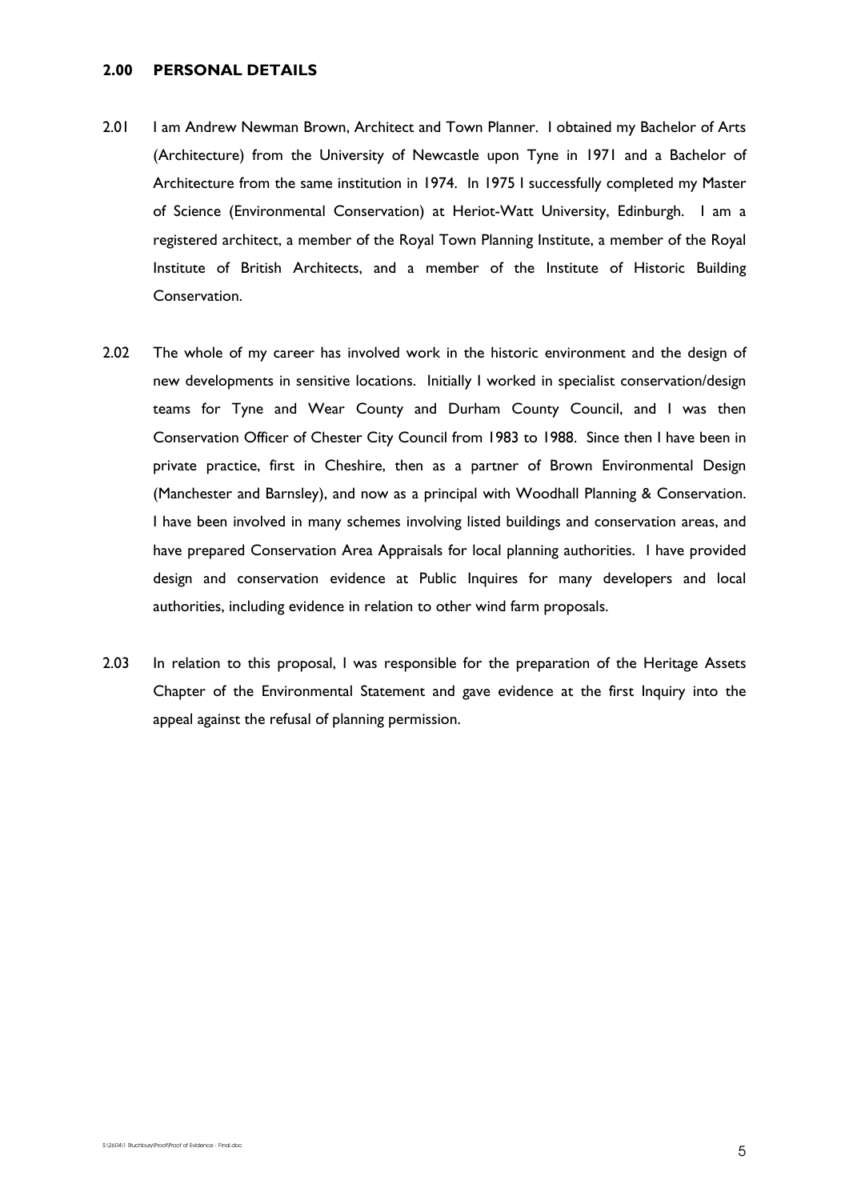## 2.00 PERSONAL DETAILS

2.01 I am Andrew Newman Brown, Architect and Town Planner. I obtained my Bachelor of Arts (Architecture) from the University of Newcastle upon Tyne in 1971 and a Bachelor of Architecture from the same institution in 1974. In 1975 I successfully completed my Master of Science (Environmental Conservation) at Heriot-Watt University, Edinburgh. I am a registered architect, a member of the Royal Town Planning Institute, a member of the Royal Institute of British Architects, and a member of the Institute of Historic Building Conservation.

2.02 The whole of my career has involved work in the historic environment and the design of new developments in sensitive locations. Initially I worked in specialist conservation/design teams for Tyne and Wear County and Durham County Council, and I was then Conservation Officer of Chester City Council from 1983 to 1988. Since then I have been in private practice, first in Cheshire, then as a partner of Brown Environmental Design (Manchester and Barnsley), and now as a principal with Woodhall Planning & Conservation. I have been involved in many schemes involving listed buildings and conservation areas, and have prepared Conservation Area Appraisals for local planning authorities. I have provided design and conservation evidence at Public Inquires for many developers and local authorities, including evidence in relation to other wind farm proposals.

2.03 In relation to this proposal, I was responsible for the preparation of the Heritage Assets Chapter of the Environmental Statement and gave evidence at the first Inquiry into the appeal against the refusal of planning permission.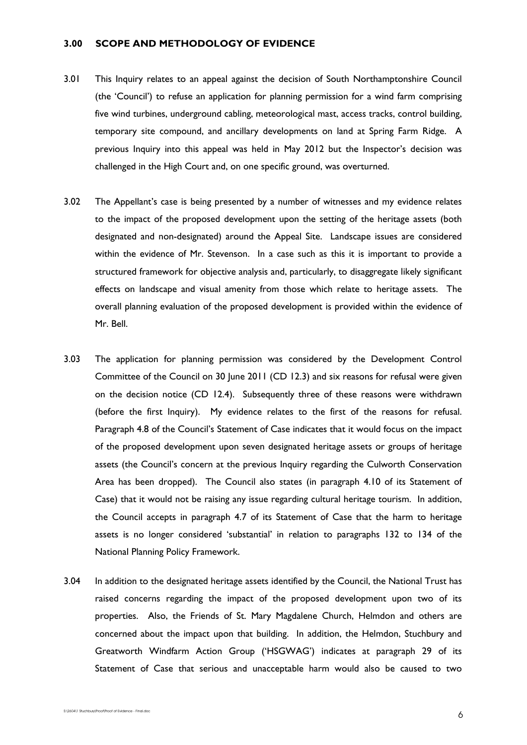### 3.00 SCOPE AND METHODOLOGY OF EVIDENCE

3.01 This Inquiry relates to an appeal against the decision of South Northamptonshire Council (the 'Council') to refuse an application for planning permission for a wind farm comprising five wind turbines, underground cabling, meteorological mast, access tracks, control building, temporary site compound, and ancillary developments on land at Spring Farm Ridge. A previous Inquiry into this appeal was held in May 2012 but the Inspector's decision was challenged in the High Court and, on one specific ground, was overturned.

3.02 The Appellant's case is being presented by a number of witnesses and my evidence relates to the impact of the proposed development upon the setting of the heritage assets (both designated and non-designated) around the Appeal Site. Landscape issues are considered within the evidence of Mr. Stevenson. In a case such as this it is important to provide a structured framework for objective analysis and, particularly, to disaggregate likely significant effects on landscape and visual amenity from those which relate to heritage assets. The overall planning evaluation of the proposed development is provided within the evidence of Mr. Bell.

3.03 The application for planning permission was considered by the Development Control Committee of the Council on 30 June 2011 (CD 12.3) and six reasons for refusal were given on the decision notice (CD 12.4). Subsequently three of these reasons were withdrawn (before the first Inquiry). My evidence relates to the first of the reasons for refusal. Paragraph 4.8 of the Council's Statement of Case indicates that it would focus on the impact of the proposed development upon seven designated heritage assets or groups of heritage assets (the Council's concern at the previous Inquiry regarding the Culworth Conservation Area has been dropped). The Council also states (in paragraph 4.10 of its Statement of Case) that it would not be raising any issue regarding cultural heritage tourism. In addition, the Council accepts in paragraph 4.7 of its Statement of Case that the harm to heritage assets is no longer considered 'substantial' in relation to paragraphs 132 to 134 of the National Planning Policy Framework.

3.04 In addition to the designated heritage assets identified by the Council, the National Trust has raised concerns regarding the impact of the proposed development upon two of its properties. Also, the Friends of St. Mary Magdalene Church, Helmdon and others are concerned about the impact upon that building. In addition, the Helmdon, Stuchbury and Greatworth Windfarm Action Group ('HSGWAG') indicates at paragraph 29 of its Statement of Case that serious and unacceptable harm would also be caused to two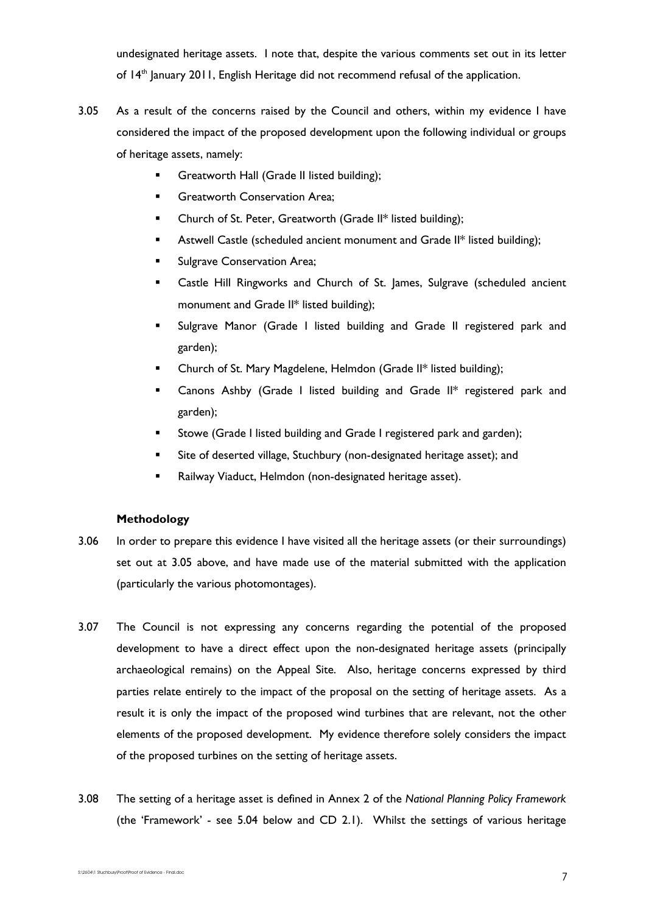undesignated heritage assets. I note that, despite the various comments set out in its letter of 14th January 2011, English Heritage did not recommend refusal of the application.

3.05 As a result of the concerns raised by the Council and others, within my evidence I have considered the impact of the proposed development upon the following individual or groups of heritage assets, namely:

- Greatworth Hall (Grade II listed building);
- Greatworth Conservation Area;
- Church of St. Peter, Greatworth (Grade II* listed building);
- Astwell Castle (scheduled ancient monument and Grade II* listed building);
- Sulgrave Conservation Area;
- Castle Hill Ringworks and Church of St. James, Sulgrave (scheduled ancient monument and Grade II* listed building);
- Sulgrave Manor (Grade I listed building and Grade II registered park and garden);
- Church of St. Mary Magdelene, Helmdon (Grade II* listed building);
- Canons Ashby (Grade I listed building and Grade II* registered park and garden);
- Stowe (Grade I listed building and Grade I registered park and garden);
- Site of deserted village, Stuchbury (non-designated heritage asset); and
- Railway Viaduct, Helmdon (non-designated heritage asset).

### Methodology

3.06 In order to prepare this evidence I have visited all the heritage assets (or their surroundings) set out at 3.05 above, and have made use of the material submitted with the application (particularly the various photomontages).

3.07 The Council is not expressing any concerns regarding the potential of the proposed development to have a direct effect upon the non-designated heritage assets (principally archaeological remains) on the Appeal Site. Also, heritage concerns expressed by third parties relate entirely to the impact of the proposal on the setting of heritage assets. As a result it is only the impact of the proposed wind turbines that are relevant, not the other elements of the proposed development. My evidence therefore solely considers the impact of the proposed turbines on the setting of heritage assets.

3.08 The setting of a heritage asset is defined in Annex 2 of the *National Planning Policy Framework* (the 'Framework' - see 5.04 below and CD 2.1). Whilst the settings of various heritage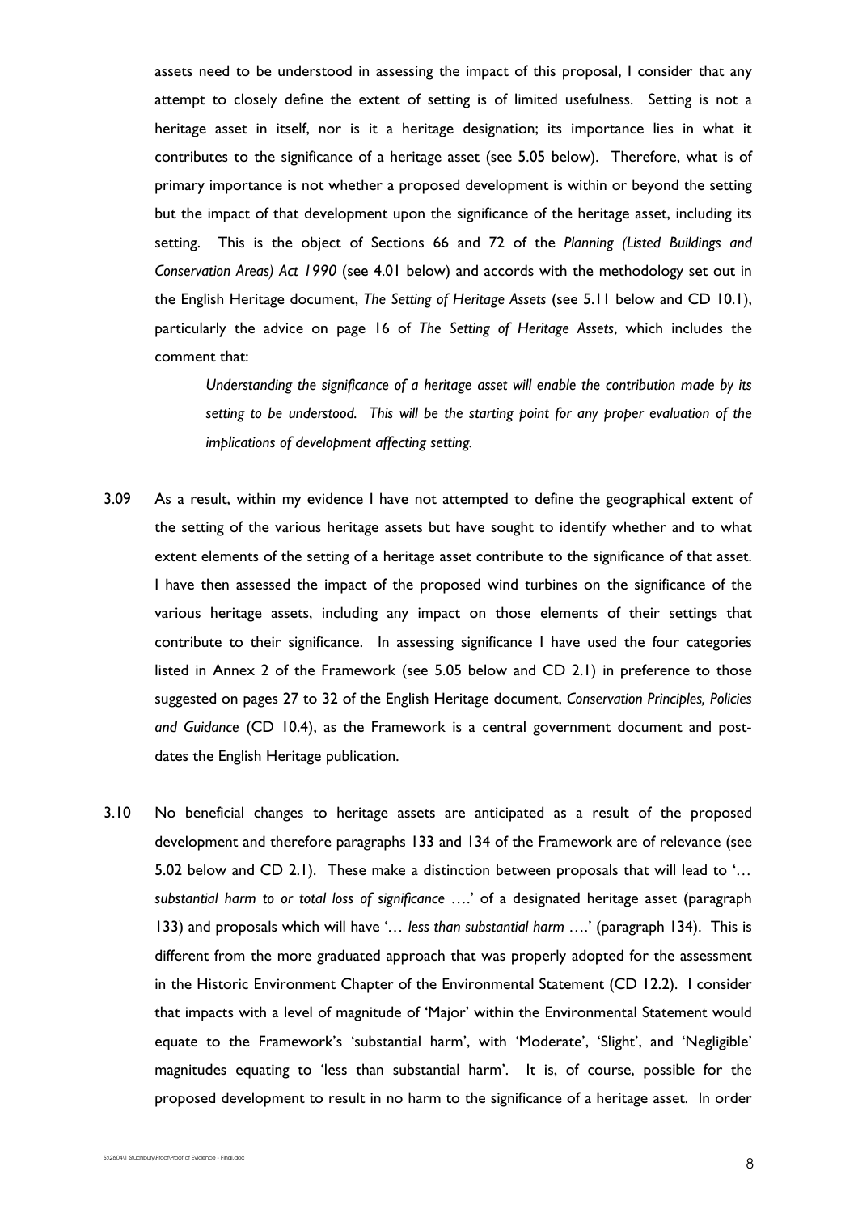assets need to be understood in assessing the impact of this proposal, I consider that any attempt to closely define the extent of setting is of limited usefulness. Setting is not a heritage asset in itself, nor is it a heritage designation; its importance lies in what it contributes to the significance of a heritage asset (see 5.05 below). Therefore, what is of primary importance is not whether a proposed development is within or beyond the setting but the impact of that development upon the significance of the heritage asset, including its setting. This is the object of Sections 66 and 72 of the *Planning (Listed Buildings and Conservation Areas) Act 1990* (see 4.01 below) and accords with the methodology set out in the English Heritage document, *The Setting of Heritage Assets* (see 5.11 below and CD 10.1), particularly the advice on page 16 of *The Setting of Heritage Assets*, which includes the comment that:

> *Understanding the significance of a heritage asset will enable the contribution made by its setting to be understood. This will be the starting point for any proper evaluation of the implications of development affecting setting.*

3.09 As a result, within my evidence I have not attempted to define the geographical extent of the setting of the various heritage assets but have sought to identify whether and to what extent elements of the setting of a heritage asset contribute to the significance of that asset. I have then assessed the impact of the proposed wind turbines on the significance of the various heritage assets, including any impact on those elements of their settings that contribute to their significance. In assessing significance I have used the four categories listed in Annex 2 of the Framework (see 5.05 below and CD 2.1) in preference to those suggested on pages 27 to 32 of the English Heritage document, *Conservation Principles, Policies and Guidance* (CD 10.4), as the Framework is a central government document and post-dates the English Heritage publication.

3.10 No beneficial changes to heritage assets are anticipated as a result of the proposed development and therefore paragraphs 133 and 134 of the Framework are of relevance (see 5.02 below and CD 2.1). These make a distinction between proposals that will lead to '*… substantial harm to or total loss of significance ….*' of a designated heritage asset (paragraph 133) and proposals which will have '*… less than substantial harm ….*' (paragraph 134). This is different from the more graduated approach that was properly adopted for the assessment in the Historic Environment Chapter of the Environmental Statement (CD 12.2). I consider that impacts with a level of magnitude of 'Major' within the Environmental Statement would equate to the Framework's 'substantial harm', with 'Moderate', 'Slight', and 'Negligible' magnitudes equating to 'less than substantial harm'. It is, of course, possible for the proposed development to result in no harm to the significance of a heritage asset. In order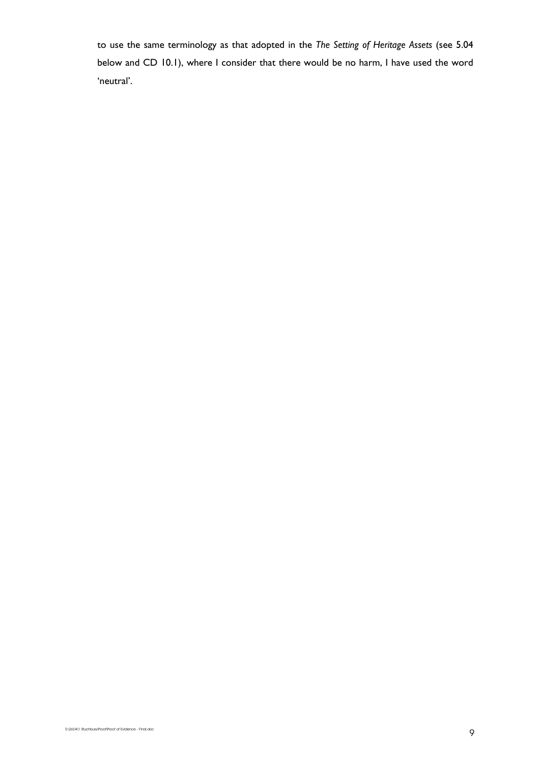to use the same terminology as that adopted in the *The Setting of Heritage Assets* (see 5.04 below and CD 10.1), where I consider that there would be no harm, I have used the word 'neutral'.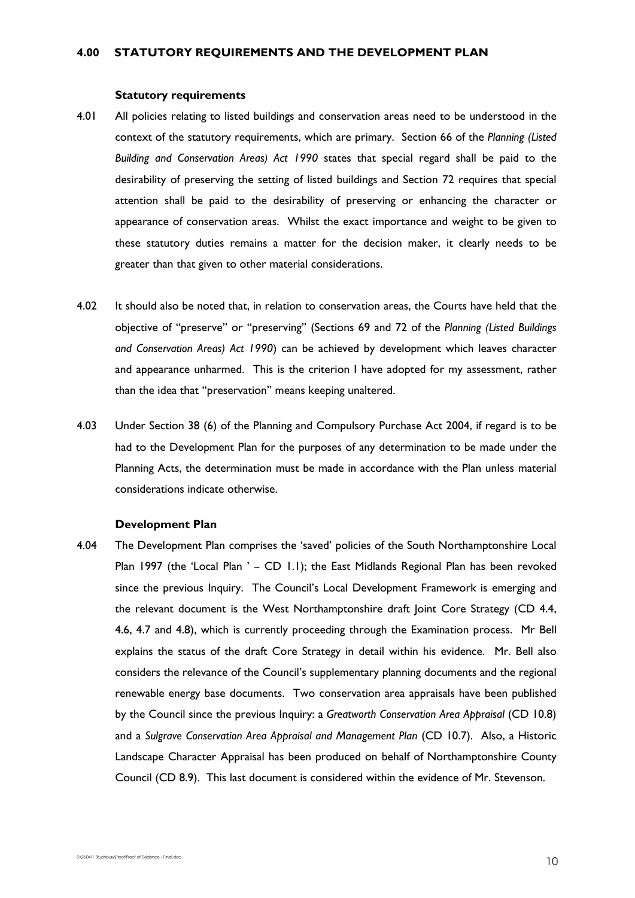## 4.00 STATUTORY REQUIREMENTS AND THE DEVELOPMENT PLAN

### Statutory requirements

4.01 All policies relating to listed buildings and conservation areas need to be understood in the context of the statutory requirements, which are primary. Section 66 of the *Planning (Listed Building and Conservation Areas) Act 1990* states that special regard shall be paid to the desirability of preserving the setting of listed buildings and Section 72 requires that special attention shall be paid to the desirability of preserving or enhancing the character or appearance of conservation areas. Whilst the exact importance and weight to be given to these statutory duties remains a matter for the decision maker, it clearly needs to be greater than that given to other material considerations.

4.02 It should also be noted that, in relation to conservation areas, the Courts have held that the objective of "preserve" or "preserving" (Sections 69 and 72 of the *Planning (Listed Buildings and Conservation Areas) Act 1990*) can be achieved by development which leaves character and appearance unharmed. This is the criterion I have adopted for my assessment, rather than the idea that "preservation" means keeping unaltered.

4.03 Under Section 38 (6) of the Planning and Compulsory Purchase Act 2004, if regard is to be had to the Development Plan for the purposes of any determination to be made under the Planning Acts, the determination must be made in accordance with the Plan unless material considerations indicate otherwise.

### Development Plan

4.04 The Development Plan comprises the 'saved' policies of the South Northamptonshire Local Plan 1997 (the 'Local Plan ' – CD 1.1); the East Midlands Regional Plan has been revoked since the previous Inquiry. The Council's Local Development Framework is emerging and the relevant document is the West Northamptonshire draft Joint Core Strategy (CD 4.4, 4.6, 4.7 and 4.8), which is currently proceeding through the Examination process. Mr Bell explains the status of the draft Core Strategy in detail within his evidence. Mr. Bell also considers the relevance of the Council's supplementary planning documents and the regional renewable energy base documents. Two conservation area appraisals have been published by the Council since the previous Inquiry: a *Greatworth Conservation Area Appraisal* (CD 10.8) and a *Sulgrave Conservation Area Appraisal and Management Plan* (CD 10.7). Also, a Historic Landscape Character Appraisal has been produced on behalf of Northamptonshire County Council (CD 8.9). This last document is considered within the evidence of Mr. Stevenson.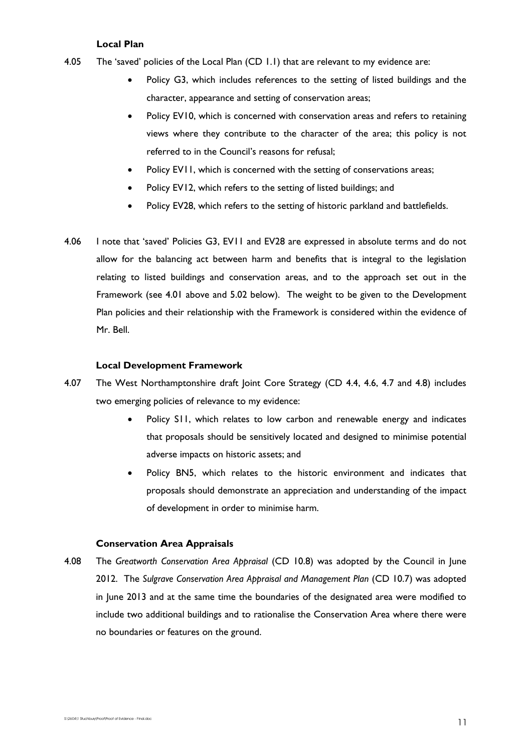### Local Plan

4.05 The 'saved' policies of the Local Plan (CD 1.1) that are relevant to my evidence are:

- Policy G3, which includes references to the setting of listed buildings and the character, appearance and setting of conservation areas;
- Policy EV10, which is concerned with conservation areas and refers to retaining views where they contribute to the character of the area; this policy is not referred to in the Council's reasons for refusal;
- Policy EV11, which is concerned with the setting of conservations areas;
- Policy EV12, which refers to the setting of listed buildings; and
- Policy EV28, which refers to the setting of historic parkland and battlefields.

4.06 I note that 'saved' Policies G3, EV11 and EV28 are expressed in absolute terms and do not allow for the balancing act between harm and benefits that is integral to the legislation relating to listed buildings and conservation areas, and to the approach set out in the Framework (see 4.01 above and 5.02 below). The weight to be given to the Development Plan policies and their relationship with the Framework is considered within the evidence of Mr. Bell.

### Local Development Framework

4.07 The West Northamptonshire draft Joint Core Strategy (CD 4.4, 4.6, 4.7 and 4.8) includes two emerging policies of relevance to my evidence:

- Policy S11, which relates to low carbon and renewable energy and indicates that proposals should be sensitively located and designed to minimise potential adverse impacts on historic assets; and
- Policy BN5, which relates to the historic environment and indicates that proposals should demonstrate an appreciation and understanding of the impact of development in order to minimise harm.

### Conservation Area Appraisals

4.08 The *Greatworth Conservation Area Appraisal* (CD 10.8) was adopted by the Council in June 2012. The *Sulgrave Conservation Area Appraisal and Management Plan* (CD 10.7) was adopted in June 2013 and at the same time the boundaries of the designated area were modified to include two additional buildings and to rationalise the Conservation Area where there were no boundaries or features on the ground.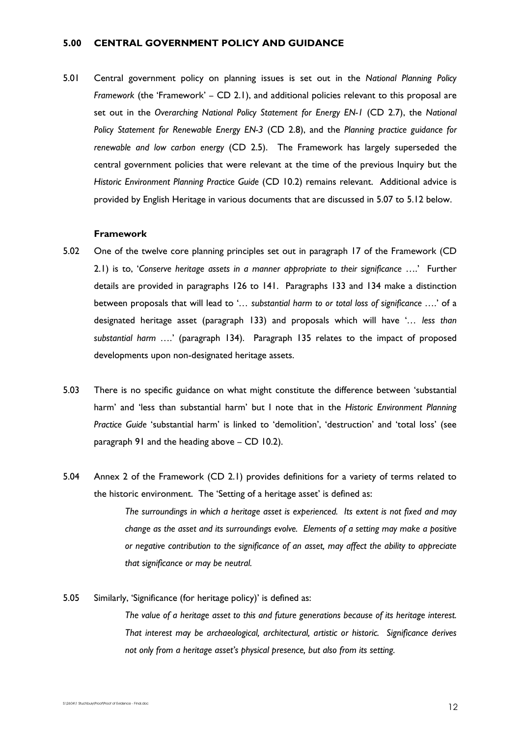## 5.00 CENTRAL GOVERNMENT POLICY AND GUIDANCE

5.01 Central government policy on planning issues is set out in the *National Planning Policy Framework* (the 'Framework' – CD 2.1), and additional policies relevant to this proposal are set out in the *Overarching National Policy Statement for Energy EN-1* (CD 2.7), the *National Policy Statement for Renewable Energy EN-3* (CD 2.8), and the *Planning practice guidance for renewable and low carbon energy* (CD 2.5). The Framework has largely superseded the central government policies that were relevant at the time of the previous Inquiry but the *Historic Environment Planning Practice Guide* (CD 10.2) remains relevant. Additional advice is provided by English Heritage in various documents that are discussed in 5.07 to 5.12 below.

### Framework

5.02 One of the twelve core planning principles set out in paragraph 17 of the Framework (CD 2.1) is to, '*Conserve heritage assets in a manner appropriate to their significance* ….' Further details are provided in paragraphs 126 to 141. Paragraphs 133 and 134 make a distinction between proposals that will lead to '*… substantial harm to or total loss of significance* ….' of a designated heritage asset (paragraph 133) and proposals which will have '*… less than substantial harm* ….' (paragraph 134). Paragraph 135 relates to the impact of proposed developments upon non-designated heritage assets.

5.03 There is no specific guidance on what might constitute the difference between 'substantial harm' and 'less than substantial harm' but I note that in the *Historic Environment Planning Practice Guide* 'substantial harm' is linked to 'demolition', 'destruction' and 'total loss' (see paragraph 91 and the heading above – CD 10.2).

5.04 Annex 2 of the Framework (CD 2.1) provides definitions for a variety of terms related to the historic environment. The 'Setting of a heritage asset' is defined as:

> *The surroundings in which a heritage asset is experienced. Its extent is not fixed and may change as the asset and its surroundings evolve. Elements of a setting may make a positive or negative contribution to the significance of an asset, may affect the ability to appreciate that significance or may be neutral.*

5.05 Similarly, 'Significance (for heritage policy)' is defined as:

> *The value of a heritage asset to this and future generations because of its heritage interest. That interest may be archaeological, architectural, artistic or historic. Significance derives not only from a heritage asset's physical presence, but also from its setting.*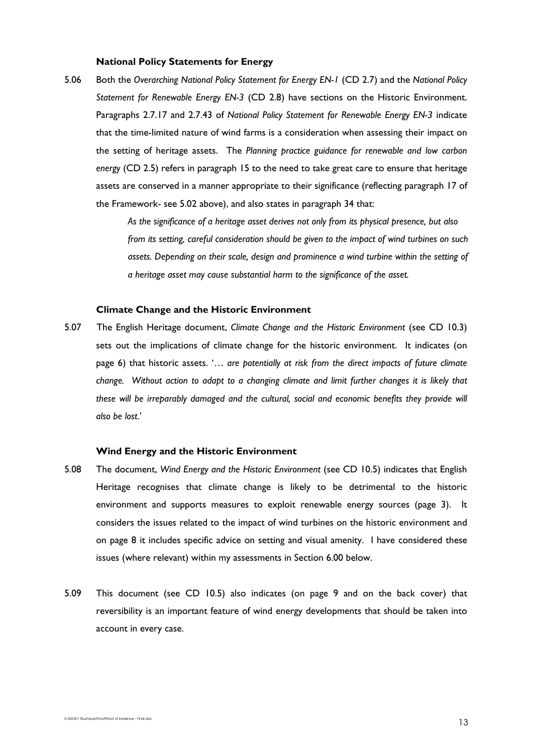**National Policy Statements for Energy**

5.06 Both the *Overarching National Policy Statement for Energy EN-1* (CD 2.7) and the *National Policy Statement for Renewable Energy EN-3* (CD 2.8) have sections on the Historic Environment. Paragraphs 2.7.17 and 2.7.43 of *National Policy Statement for Renewable Energy EN-3* indicate that the time-limited nature of wind farms is a consideration when assessing their impact on the setting of heritage assets. The *Planning practice guidance for renewable and low carbon energy* (CD 2.5) refers in paragraph 15 to the need to take great care to ensure that heritage assets are conserved in a manner appropriate to their significance (reflecting paragraph 17 of the Framework- see 5.02 above), and also states in paragraph 34 that:

> *As the significance of a heritage asset derives not only from its physical presence, but also from its setting, careful consideration should be given to the impact of wind turbines on such assets. Depending on their scale, design and prominence a wind turbine within the setting of a heritage asset may cause substantial harm to the significance of the asset.*

**Climate Change and the Historic Environment**

5.07 The English Heritage document, *Climate Change and the Historic Environment* (see CD 10.3) sets out the implications of climate change for the historic environment. It indicates (on page 6) that historic assets. '*… are potentially at risk from the direct impacts of future climate change. Without action to adapt to a changing climate and limit further changes it is likely that these will be irreparably damaged and the cultural, social and economic benefits they provide will also be lost*.'

**Wind Energy and the Historic Environment**

5.08 The document, *Wind Energy and the Historic Environment* (see CD 10.5) indicates that English Heritage recognises that climate change is likely to be detrimental to the historic environment and supports measures to exploit renewable energy sources (page 3). It considers the issues related to the impact of wind turbines on the historic environment and on page 8 it includes specific advice on setting and visual amenity. I have considered these issues (where relevant) within my assessments in Section 6.00 below.

5.09 This document (see CD 10.5) also indicates (on page 9 and on the back cover) that reversibility is an important feature of wind energy developments that should be taken into account in every case.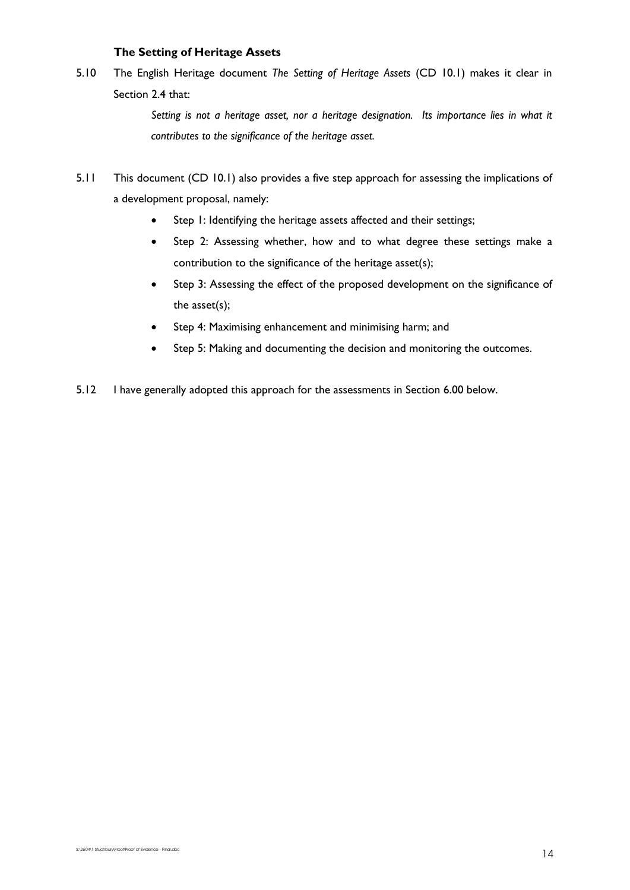### The Setting of Heritage Assets

5.10 The English Heritage document *The Setting of Heritage Assets* (CD 10.1) makes it clear in Section 2.4 that:

> *Setting is not a heritage asset, nor a heritage designation. Its importance lies in what it contributes to the significance of the heritage asset.*

5.11 This document (CD 10.1) also provides a five step approach for assessing the implications of a development proposal, namely:

- Step 1: Identifying the heritage assets affected and their settings;
- Step 2: Assessing whether, how and to what degree these settings make a contribution to the significance of the heritage asset(s);
- Step 3: Assessing the effect of the proposed development on the significance of the asset(s);
- Step 4: Maximising enhancement and minimising harm; and
- Step 5: Making and documenting the decision and monitoring the outcomes.

5.12 I have generally adopted this approach for the assessments in Section 6.00 below.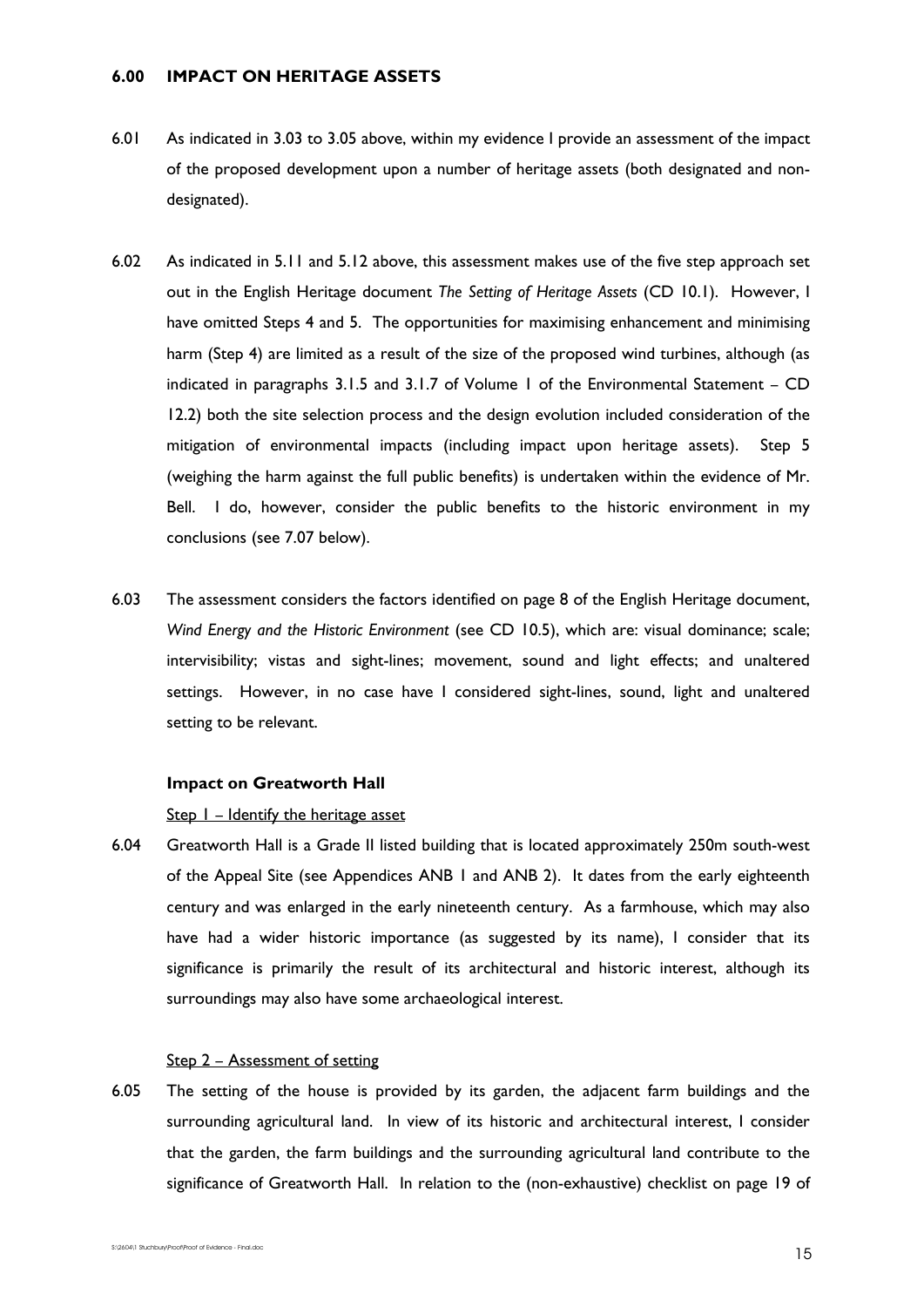## 6.00 IMPACT ON HERITAGE ASSETS

6.01 As indicated in 3.03 to 3.05 above, within my evidence I provide an assessment of the impact of the proposed development upon a number of heritage assets (both designated and non-designated).

6.02 As indicated in 5.11 and 5.12 above, this assessment makes use of the five step approach set out in the English Heritage document *The Setting of Heritage Assets* (CD 10.1). However, I have omitted Steps 4 and 5. The opportunities for maximising enhancement and minimising harm (Step 4) are limited as a result of the size of the proposed wind turbines, although (as indicated in paragraphs 3.1.5 and 3.1.7 of Volume 1 of the Environmental Statement – CD 12.2) both the site selection process and the design evolution included consideration of the mitigation of environmental impacts (including impact upon heritage assets). Step 5 (weighing the harm against the full public benefits) is undertaken within the evidence of Mr. Bell. I do, however, consider the public benefits to the historic environment in my conclusions (see 7.07 below).

6.03 The assessment considers the factors identified on page 8 of the English Heritage document, *Wind Energy and the Historic Environment* (see CD 10.5), which are: visual dominance; scale; intervisibility; vistas and sight-lines; movement, sound and light effects; and unaltered settings. However, in no case have I considered sight-lines, sound, light and unaltered setting to be relevant.

### Impact on Greatworth Hall

Step 1 – Identify the heritage asset

6.04 Greatworth Hall is a Grade II listed building that is located approximately 250m south-west of the Appeal Site (see Appendices ANB 1 and ANB 2). It dates from the early eighteenth century and was enlarged in the early nineteenth century. As a farmhouse, which may also have had a wider historic importance (as suggested by its name), I consider that its significance is primarily the result of its architectural and historic interest, although its surroundings may also have some archaeological interest.

Step 2 – Assessment of setting

6.05 The setting of the house is provided by its garden, the adjacent farm buildings and the surrounding agricultural land. In view of its historic and architectural interest, I consider that the garden, the farm buildings and the surrounding agricultural land contribute to the significance of Greatworth Hall. In relation to the (non-exhaustive) checklist on page 19 of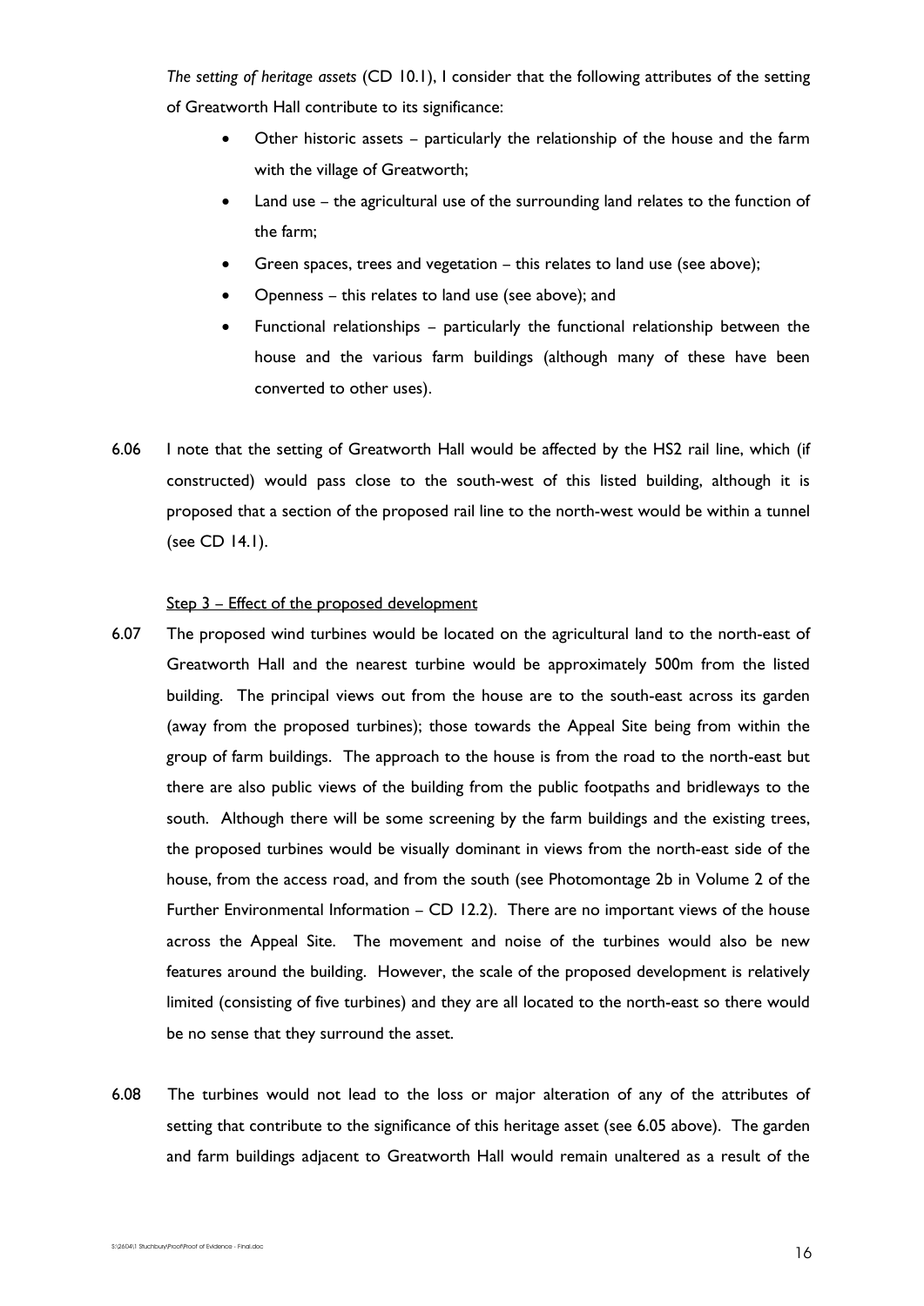*The setting of heritage assets* (CD 10.1), I consider that the following attributes of the setting of Greatworth Hall contribute to its significance:

- Other historic assets – particularly the relationship of the house and the farm with the village of Greatworth;
- Land use – the agricultural use of the surrounding land relates to the function of the farm;
- Green spaces, trees and vegetation – this relates to land use (see above);
- Openness – this relates to land use (see above); and
- Functional relationships – particularly the functional relationship between the house and the various farm buildings (although many of these have been converted to other uses).

6.06 I note that the setting of Greatworth Hall would be affected by the HS2 rail line, which (if constructed) would pass close to the south-west of this listed building, although it is proposed that a section of the proposed rail line to the north-west would be within a tunnel (see CD 14.1).

<u>Step 3 – Effect of the proposed development</u>

6.07 The proposed wind turbines would be located on the agricultural land to the north-east of Greatworth Hall and the nearest turbine would be approximately 500m from the listed building. The principal views out from the house are to the south-east across its garden (away from the proposed turbines); those towards the Appeal Site being from within the group of farm buildings. The approach to the house is from the road to the north-east but there are also public views of the building from the public footpaths and bridleways to the south. Although there will be some screening by the farm buildings and the existing trees, the proposed turbines would be visually dominant in views from the north-east side of the house, from the access road, and from the south (see Photomontage 2b in Volume 2 of the Further Environmental Information – CD 12.2). There are no important views of the house across the Appeal Site. The movement and noise of the turbines would also be new features around the building. However, the scale of the proposed development is relatively limited (consisting of five turbines) and they are all located to the north-east so there would be no sense that they surround the asset.

6.08 The turbines would not lead to the loss or major alteration of any of the attributes of setting that contribute to the significance of this heritage asset (see 6.05 above). The garden and farm buildings adjacent to Greatworth Hall would remain unaltered as a result of the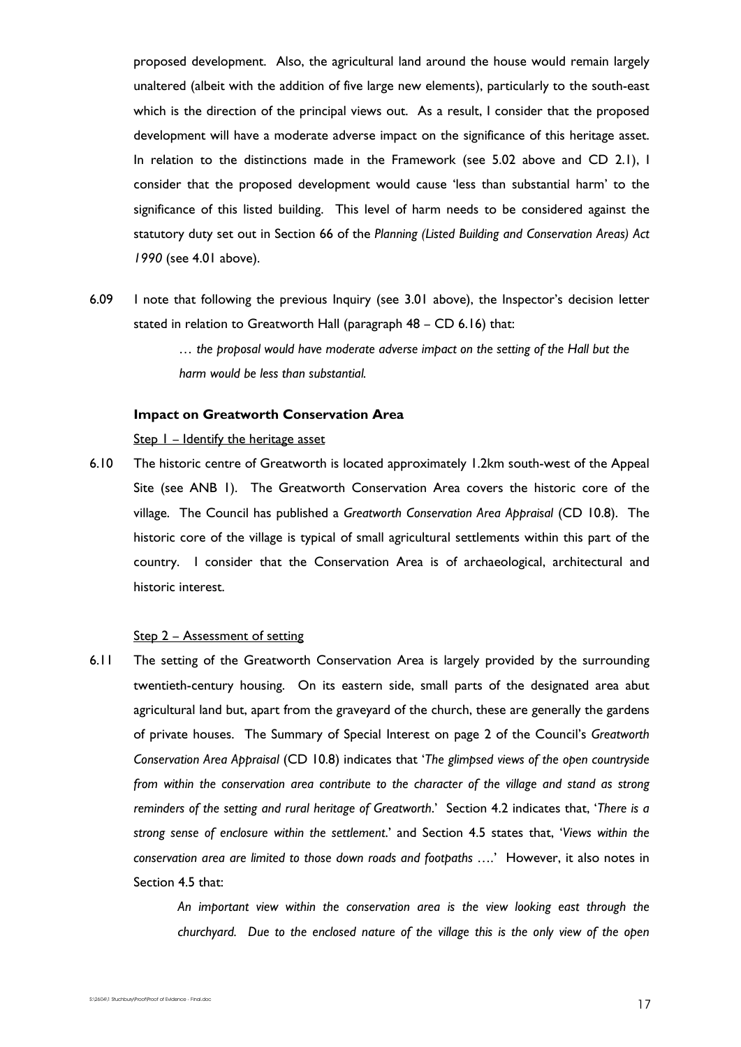proposed development. Also, the agricultural land around the house would remain largely unaltered (albeit with the addition of five large new elements), particularly to the south-east which is the direction of the principal views out. As a result, I consider that the proposed development will have a moderate adverse impact on the significance of this heritage asset. In relation to the distinctions made in the Framework (see 5.02 above and CD 2.1), I consider that the proposed development would cause 'less than substantial harm' to the significance of this listed building. This level of harm needs to be considered against the statutory duty set out in Section 66 of the *Planning (Listed Building and Conservation Areas) Act 1990* (see 4.01 above).

6.09 I note that following the previous Inquiry (see 3.01 above), the Inspector's decision letter stated in relation to Greatworth Hall (paragraph 48 – CD 6.16) that:

> *… the proposal would have moderate adverse impact on the setting of the Hall but the harm would be less than substantial.*

**Impact on Greatworth Conservation Area**

Step 1 – Identify the heritage asset

6.10 The historic centre of Greatworth is located approximately 1.2km south-west of the Appeal Site (see ANB 1). The Greatworth Conservation Area covers the historic core of the village. The Council has published a *Greatworth Conservation Area Appraisal* (CD 10.8). The historic core of the village is typical of small agricultural settlements within this part of the country. I consider that the Conservation Area is of archaeological, architectural and historic interest.

Step 2 – Assessment of setting

6.11 The setting of the Greatworth Conservation Area is largely provided by the surrounding twentieth-century housing. On its eastern side, small parts of the designated area abut agricultural land but, apart from the graveyard of the church, these are generally the gardens of private houses. The Summary of Special Interest on page 2 of the Council's *Greatworth Conservation Area Appraisal* (CD 10.8) indicates that '*The glimpsed views of the open countryside from within the conservation area contribute to the character of the village and stand as strong reminders of the setting and rural heritage of Greatworth*.' Section 4.2 indicates that, '*There is a strong sense of enclosure within the settlement*.' and Section 4.5 states that, '*Views within the conservation area are limited to those down roads and footpaths ….*' However, it also notes in Section 4.5 that:

> *An important view within the conservation area is the view looking east through the churchyard. Due to the enclosed nature of the village this is the only view of the open*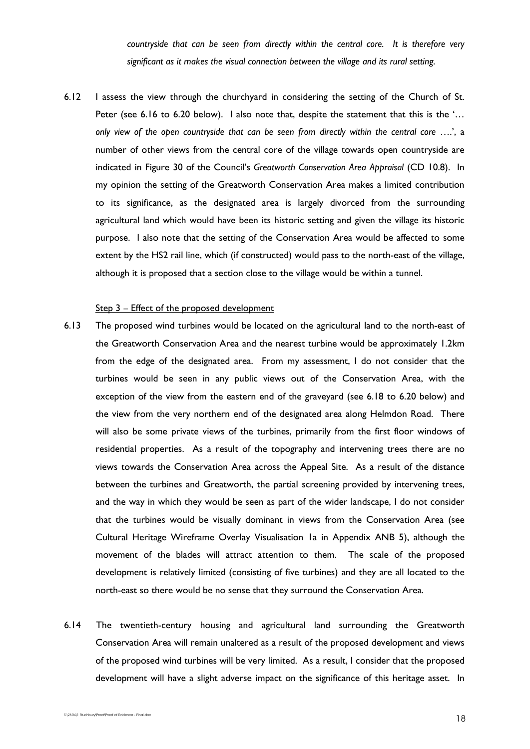*countryside that can be seen from directly within the central core. It is therefore very significant as it makes the visual connection between the village and its rural setting.*

6.12 I assess the view through the churchyard in considering the setting of the Church of St. Peter (see 6.16 to 6.20 below). I also note that, despite the statement that this is the '*… only view of the open countryside that can be seen from directly within the central core* ….', a number of other views from the central core of the village towards open countryside are indicated in Figure 30 of the Council's *Greatworth Conservation Area Appraisal* (CD 10.8). In my opinion the setting of the Greatworth Conservation Area makes a limited contribution to its significance, as the designated area is largely divorced from the surrounding agricultural land which would have been its historic setting and given the village its historic purpose. I also note that the setting of the Conservation Area would be affected to some extent by the HS2 rail line, which (if constructed) would pass to the north-east of the village, although it is proposed that a section close to the village would be within a tunnel.

Step 3 – Effect of the proposed development

6.13 The proposed wind turbines would be located on the agricultural land to the north-east of the Greatworth Conservation Area and the nearest turbine would be approximately 1.2km from the edge of the designated area. From my assessment, I do not consider that the turbines would be seen in any public views out of the Conservation Area, with the exception of the view from the eastern end of the graveyard (see 6.18 to 6.20 below) and the view from the very northern end of the designated area along Helmdon Road. There will also be some private views of the turbines, primarily from the first floor windows of residential properties. As a result of the topography and intervening trees there are no views towards the Conservation Area across the Appeal Site. As a result of the distance between the turbines and Greatworth, the partial screening provided by intervening trees, and the way in which they would be seen as part of the wider landscape, I do not consider that the turbines would be visually dominant in views from the Conservation Area (see Cultural Heritage Wireframe Overlay Visualisation 1a in Appendix ANB 5), although the movement of the blades will attract attention to them. The scale of the proposed development is relatively limited (consisting of five turbines) and they are all located to the north-east so there would be no sense that they surround the Conservation Area.

6.14 The twentieth-century housing and agricultural land surrounding the Greatworth Conservation Area will remain unaltered as a result of the proposed development and views of the proposed wind turbines will be very limited. As a result, I consider that the proposed development will have a slight adverse impact on the significance of this heritage asset. In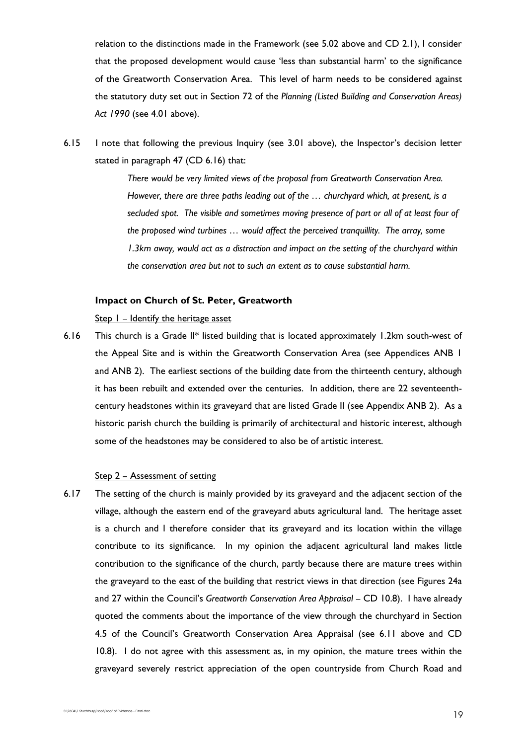relation to the distinctions made in the Framework (see 5.02 above and CD 2.1), I consider that the proposed development would cause 'less than substantial harm' to the significance of the Greatworth Conservation Area. This level of harm needs to be considered against the statutory duty set out in Section 72 of the *Planning (Listed Building and Conservation Areas) Act 1990* (see 4.01 above).

6.15 I note that following the previous Inquiry (see 3.01 above), the Inspector's decision letter stated in paragraph 47 (CD 6.16) that:

> *There would be very limited views of the proposal from Greatworth Conservation Area. However, there are three paths leading out of the … churchyard which, at present, is a secluded spot. The visible and sometimes moving presence of part or all of at least four of the proposed wind turbines … would affect the perceived tranquillity. The array, some 1.3km away, would act as a distraction and impact on the setting of the churchyard within the conservation area but not to such an extent as to cause substantial harm.*

**Impact on Church of St. Peter, Greatworth**

Step 1 – Identify the heritage asset

6.16 This church is a Grade II* listed building that is located approximately 1.2km south-west of the Appeal Site and is within the Greatworth Conservation Area (see Appendices ANB 1 and ANB 2). The earliest sections of the building date from the thirteenth century, although it has been rebuilt and extended over the centuries. In addition, there are 22 seventeenth-century headstones within its graveyard that are listed Grade II (see Appendix ANB 2). As a historic parish church the building is primarily of architectural and historic interest, although some of the headstones may be considered to also be of artistic interest.

Step 2 – Assessment of setting

6.17 The setting of the church is mainly provided by its graveyard and the adjacent section of the village, although the eastern end of the graveyard abuts agricultural land. The heritage asset is a church and I therefore consider that its graveyard and its location within the village contribute to its significance. In my opinion the adjacent agricultural land makes little contribution to the significance of the church, partly because there are mature trees within the graveyard to the east of the building that restrict views in that direction (see Figures 24a and 27 within the Council's *Greatworth Conservation Area Appraisal* – CD 10.8). I have already quoted the comments about the importance of the view through the churchyard in Section 4.5 of the Council's Greatworth Conservation Area Appraisal (see 6.11 above and CD 10.8). I do not agree with this assessment as, in my opinion, the mature trees within the graveyard severely restrict appreciation of the open countryside from Church Road and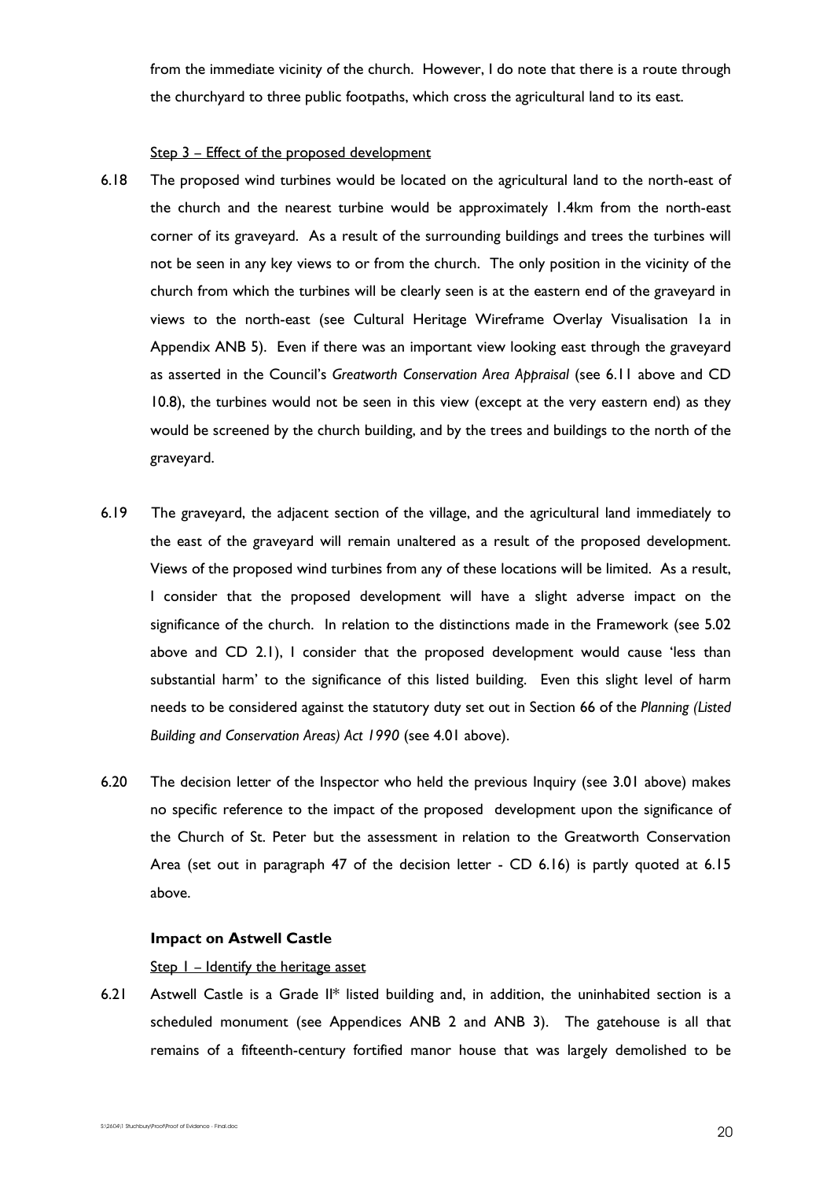from the immediate vicinity of the church. However, I do note that there is a route through the churchyard to three public footpaths, which cross the agricultural land to its east.

Step 3 – Effect of the proposed development

6.18 The proposed wind turbines would be located on the agricultural land to the north-east of the church and the nearest turbine would be approximately 1.4km from the north-east corner of its graveyard. As a result of the surrounding buildings and trees the turbines will not be seen in any key views to or from the church. The only position in the vicinity of the church from which the turbines will be clearly seen is at the eastern end of the graveyard in views to the north-east (see Cultural Heritage Wireframe Overlay Visualisation 1a in Appendix ANB 5). Even if there was an important view looking east through the graveyard as asserted in the Council's *Greatworth Conservation Area Appraisal* (see 6.11 above and CD 10.8), the turbines would not be seen in this view (except at the very eastern end) as they would be screened by the church building, and by the trees and buildings to the north of the graveyard.

6.19 The graveyard, the adjacent section of the village, and the agricultural land immediately to the east of the graveyard will remain unaltered as a result of the proposed development. Views of the proposed wind turbines from any of these locations will be limited. As a result, I consider that the proposed development will have a slight adverse impact on the significance of the church. In relation to the distinctions made in the Framework (see 5.02 above and CD 2.1), I consider that the proposed development would cause 'less than substantial harm' to the significance of this listed building. Even this slight level of harm needs to be considered against the statutory duty set out in Section 66 of the *Planning (Listed Building and Conservation Areas) Act 1990* (see 4.01 above).

6.20 The decision letter of the Inspector who held the previous Inquiry (see 3.01 above) makes no specific reference to the impact of the proposed development upon the significance of the Church of St. Peter but the assessment in relation to the Greatworth Conservation Area (set out in paragraph 47 of the decision letter - CD 6.16) is partly quoted at 6.15 above.

**Impact on Astwell Castle**

Step 1 – Identify the heritage asset

6.21 Astwell Castle is a Grade II* listed building and, in addition, the uninhabited section is a scheduled monument (see Appendices ANB 2 and ANB 3). The gatehouse is all that remains of a fifteenth-century fortified manor house that was largely demolished to be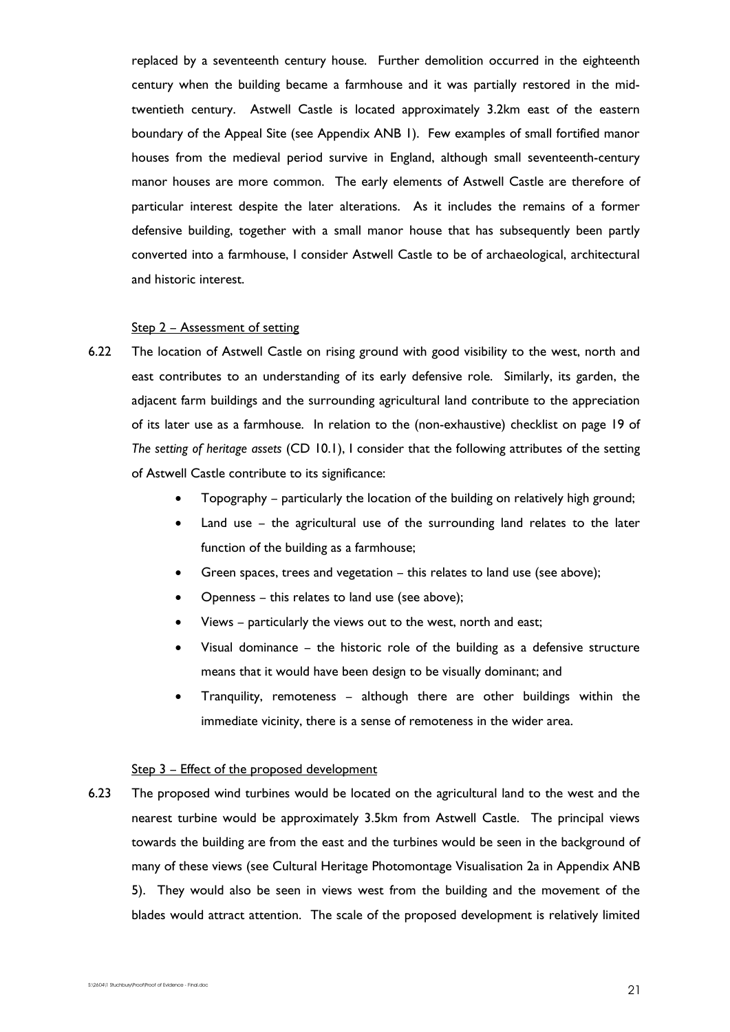replaced by a seventeenth century house. Further demolition occurred in the eighteenth century when the building became a farmhouse and it was partially restored in the mid-twentieth century. Astwell Castle is located approximately 3.2km east of the eastern boundary of the Appeal Site (see Appendix ANB 1). Few examples of small fortified manor houses from the medieval period survive in England, although small seventeenth-century manor houses are more common. The early elements of Astwell Castle are therefore of particular interest despite the later alterations. As it includes the remains of a former defensive building, together with a small manor house that has subsequently been partly converted into a farmhouse, I consider Astwell Castle to be of archaeological, architectural and historic interest.

Step 2 – Assessment of setting

6.22 The location of Astwell Castle on rising ground with good visibility to the west, north and east contributes to an understanding of its early defensive role. Similarly, its garden, the adjacent farm buildings and the surrounding agricultural land contribute to the appreciation of its later use as a farmhouse. In relation to the (non-exhaustive) checklist on page 19 of *The setting of heritage assets* (CD 10.1), I consider that the following attributes of the setting of Astwell Castle contribute to its significance:

- Topography – particularly the location of the building on relatively high ground;
- Land use – the agricultural use of the surrounding land relates to the later function of the building as a farmhouse;
- Green spaces, trees and vegetation – this relates to land use (see above);
- Openness – this relates to land use (see above);
- Views – particularly the views out to the west, north and east;
- Visual dominance – the historic role of the building as a defensive structure means that it would have been design to be visually dominant; and
- Tranquility, remoteness – although there are other buildings within the immediate vicinity, there is a sense of remoteness in the wider area.

Step 3 – Effect of the proposed development

6.23 The proposed wind turbines would be located on the agricultural land to the west and the nearest turbine would be approximately 3.5km from Astwell Castle. The principal views towards the building are from the east and the turbines would be seen in the background of many of these views (see Cultural Heritage Photomontage Visualisation 2a in Appendix ANB 5). They would also be seen in views west from the building and the movement of the blades would attract attention. The scale of the proposed development is relatively limited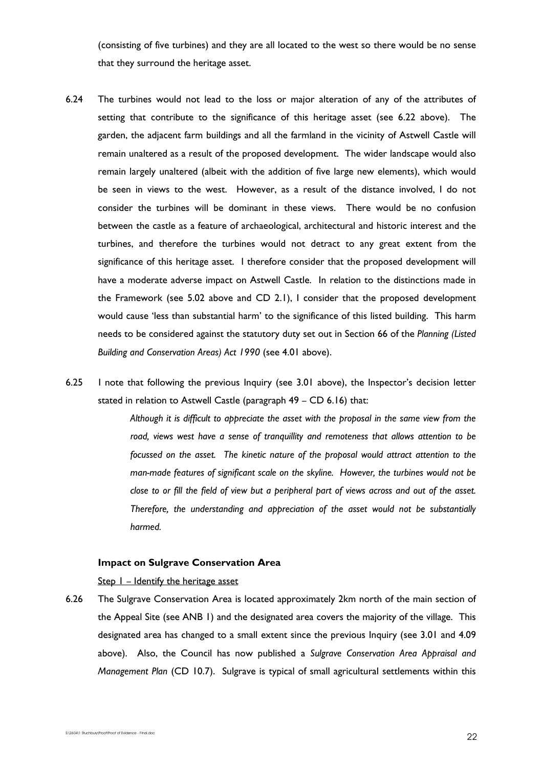(consisting of five turbines) and they are all located to the west so there would be no sense that they surround the heritage asset.

6.24 The turbines would not lead to the loss or major alteration of any of the attributes of setting that contribute to the significance of this heritage asset (see 6.22 above). The garden, the adjacent farm buildings and all the farmland in the vicinity of Astwell Castle will remain unaltered as a result of the proposed development. The wider landscape would also remain largely unaltered (albeit with the addition of five large new elements), which would be seen in views to the west. However, as a result of the distance involved, I do not consider the turbines will be dominant in these views. There would be no confusion between the castle as a feature of archaeological, architectural and historic interest and the turbines, and therefore the turbines would not detract to any great extent from the significance of this heritage asset. I therefore consider that the proposed development will have a moderate adverse impact on Astwell Castle. In relation to the distinctions made in the Framework (see 5.02 above and CD 2.1), I consider that the proposed development would cause 'less than substantial harm' to the significance of this listed building. This harm needs to be considered against the statutory duty set out in Section 66 of the *Planning (Listed Building and Conservation Areas) Act 1990* (see 4.01 above).

6.25 I note that following the previous Inquiry (see 3.01 above), the Inspector's decision letter stated in relation to Astwell Castle (paragraph 49 – CD 6.16) that:

> *Although it is difficult to appreciate the asset with the proposal in the same view from the road, views west have a sense of tranquillity and remoteness that allows attention to be focussed on the asset. The kinetic nature of the proposal would attract attention to the man-made features of significant scale on the skyline. However, the turbines would not be close to or fill the field of view but a peripheral part of views across and out of the asset. Therefore, the understanding and appreciation of the asset would not be substantially harmed.*

**Impact on Sulgrave Conservation Area**

<u>Step 1 – Identify the heritage asset</u>

6.26 The Sulgrave Conservation Area is located approximately 2km north of the main section of the Appeal Site (see ANB 1) and the designated area covers the majority of the village. This designated area has changed to a small extent since the previous Inquiry (see 3.01 and 4.09 above). Also, the Council has now published a *Sulgrave Conservation Area Appraisal and Management Plan* (CD 10.7). Sulgrave is typical of small agricultural settlements within this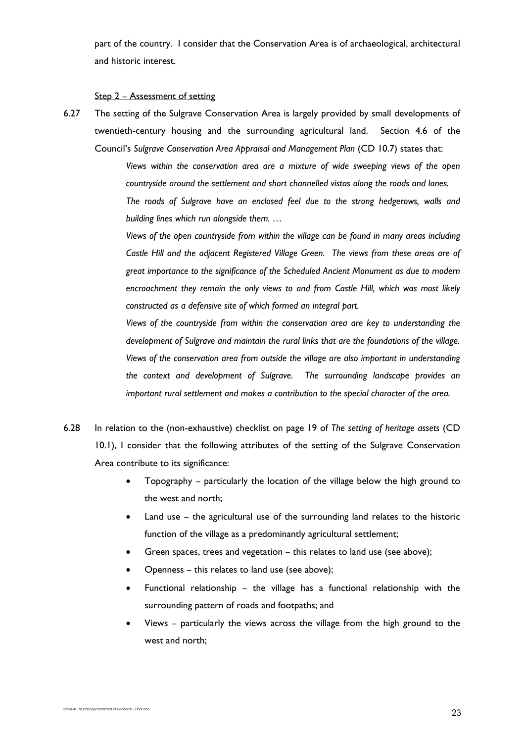part of the country. I consider that the Conservation Area is of archaeological, architectural and historic interest.

Step 2 – Assessment of setting

6.27 The setting of the Sulgrave Conservation Area is largely provided by small developments of twentieth-century housing and the surrounding agricultural land. Section 4.6 of the Council's *Sulgrave Conservation Area Appraisal and Management Plan* (CD 10.7) states that:

> *Views within the conservation area are a mixture of wide sweeping views of the open countryside around the settlement and short channelled vistas along the roads and lanes.*
>
> *The roads of Sulgrave have an enclosed feel due to the strong hedgerows, walls and building lines which run alongside them. …*
>
> *Views of the open countryside from within the village can be found in many areas including Castle Hill and the adjacent Registered Village Green. The views from these areas are of great importance to the significance of the Scheduled Ancient Monument as due to modern encroachment they remain the only views to and from Castle Hill, which was most likely constructed as a defensive site of which formed an integral part.*
>
> *Views of the countryside from within the conservation area are key to understanding the development of Sulgrave and maintain the rural links that are the foundations of the village. Views of the conservation area from outside the village are also important in understanding the context and development of Sulgrave. The surrounding landscape provides an important rural settlement and makes a contribution to the special character of the area.*

6.28 In relation to the (non-exhaustive) checklist on page 19 of *The setting of heritage assets* (CD 10.1), I consider that the following attributes of the setting of the Sulgrave Conservation Area contribute to its significance:

- Topography – particularly the location of the village below the high ground to the west and north;
- Land use – the agricultural use of the surrounding land relates to the historic function of the village as a predominantly agricultural settlement;
- Green spaces, trees and vegetation – this relates to land use (see above);
- Openness – this relates to land use (see above);
- Functional relationship – the village has a functional relationship with the surrounding pattern of roads and footpaths; and
- Views – particularly the views across the village from the high ground to the west and north;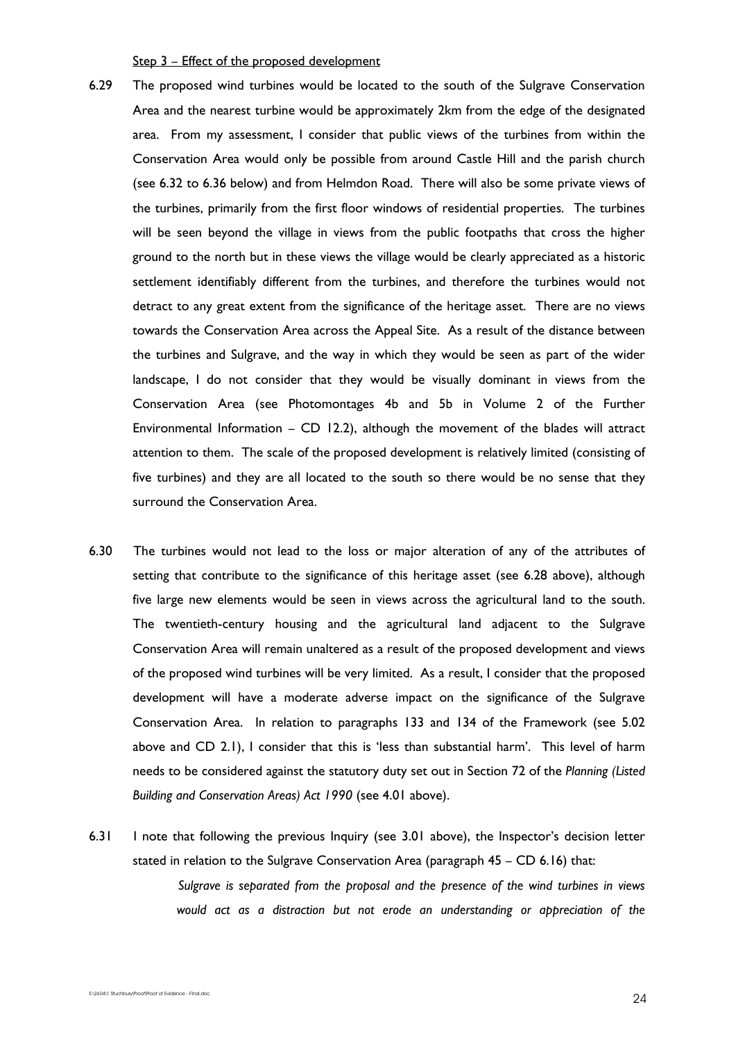<u>Step 3 – Effect of the proposed development</u>

6.29 The proposed wind turbines would be located to the south of the Sulgrave Conservation Area and the nearest turbine would be approximately 2km from the edge of the designated area. From my assessment, I consider that public views of the turbines from within the Conservation Area would only be possible from around Castle Hill and the parish church (see 6.32 to 6.36 below) and from Helmdon Road. There will also be some private views of the turbines, primarily from the first floor windows of residential properties. The turbines will be seen beyond the village in views from the public footpaths that cross the higher ground to the north but in these views the village would be clearly appreciated as a historic settlement identifiably different from the turbines, and therefore the turbines would not detract to any great extent from the significance of the heritage asset. There are no views towards the Conservation Area across the Appeal Site. As a result of the distance between the turbines and Sulgrave, and the way in which they would be seen as part of the wider landscape, I do not consider that they would be visually dominant in views from the Conservation Area (see Photomontages 4b and 5b in Volume 2 of the Further Environmental Information – CD 12.2), although the movement of the blades will attract attention to them. The scale of the proposed development is relatively limited (consisting of five turbines) and they are all located to the south so there would be no sense that they surround the Conservation Area.

6.30 The turbines would not lead to the loss or major alteration of any of the attributes of setting that contribute to the significance of this heritage asset (see 6.28 above), although five large new elements would be seen in views across the agricultural land to the south. The twentieth-century housing and the agricultural land adjacent to the Sulgrave Conservation Area will remain unaltered as a result of the proposed development and views of the proposed wind turbines will be very limited. As a result, I consider that the proposed development will have a moderate adverse impact on the significance of the Sulgrave Conservation Area. In relation to paragraphs 133 and 134 of the Framework (see 5.02 above and CD 2.1), I consider that this is 'less than substantial harm'. This level of harm needs to be considered against the statutory duty set out in Section 72 of the *Planning (Listed Building and Conservation Areas) Act 1990* (see 4.01 above).

6.31 I note that following the previous Inquiry (see 3.01 above), the Inspector's decision letter stated in relation to the Sulgrave Conservation Area (paragraph 45 – CD 6.16) that:

> *Sulgrave is separated from the proposal and the presence of the wind turbines in views would act as a distraction but not erode an understanding or appreciation of the*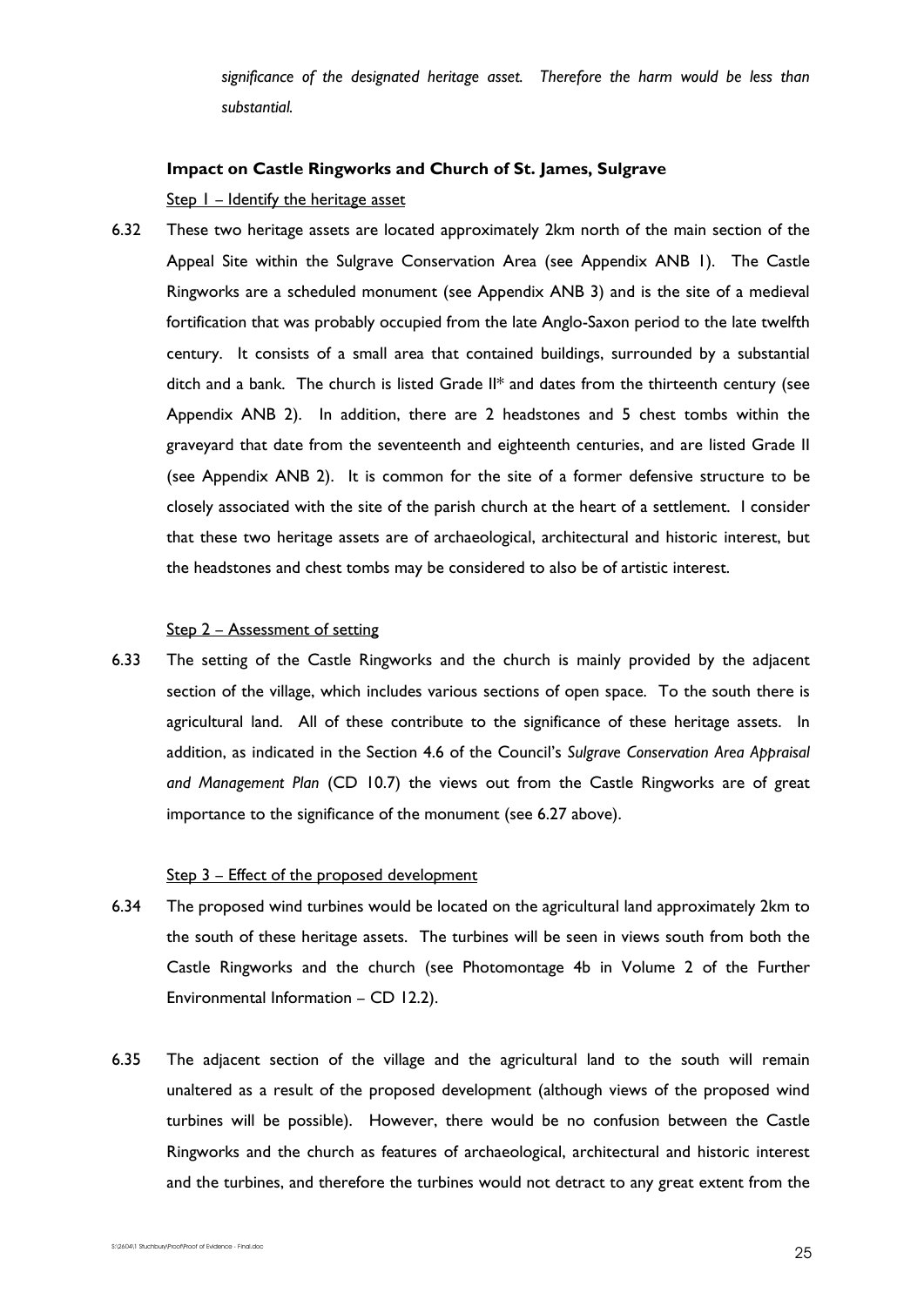*significance of the designated heritage asset. Therefore the harm would be less than substantial.*

**Impact on Castle Ringworks and Church of St. James, Sulgrave**

Step 1 – Identify the heritage asset

6.32 These two heritage assets are located approximately 2km north of the main section of the Appeal Site within the Sulgrave Conservation Area (see Appendix ANB 1). The Castle Ringworks are a scheduled monument (see Appendix ANB 3) and is the site of a medieval fortification that was probably occupied from the late Anglo-Saxon period to the late twelfth century. It consists of a small area that contained buildings, surrounded by a substantial ditch and a bank. The church is listed Grade II* and dates from the thirteenth century (see Appendix ANB 2). In addition, there are 2 headstones and 5 chest tombs within the graveyard that date from the seventeenth and eighteenth centuries, and are listed Grade II (see Appendix ANB 2). It is common for the site of a former defensive structure to be closely associated with the site of the parish church at the heart of a settlement. I consider that these two heritage assets are of archaeological, architectural and historic interest, but the headstones and chest tombs may be considered to also be of artistic interest.

Step 2 – Assessment of setting

6.33 The setting of the Castle Ringworks and the church is mainly provided by the adjacent section of the village, which includes various sections of open space. To the south there is agricultural land. All of these contribute to the significance of these heritage assets. In addition, as indicated in the Section 4.6 of the Council's *Sulgrave Conservation Area Appraisal and Management Plan* (CD 10.7) the views out from the Castle Ringworks are of great importance to the significance of the monument (see 6.27 above).

Step 3 – Effect of the proposed development

6.34 The proposed wind turbines would be located on the agricultural land approximately 2km to the south of these heritage assets. The turbines will be seen in views south from both the Castle Ringworks and the church (see Photomontage 4b in Volume 2 of the Further Environmental Information – CD 12.2).

6.35 The adjacent section of the village and the agricultural land to the south will remain unaltered as a result of the proposed development (although views of the proposed wind turbines will be possible). However, there would be no confusion between the Castle Ringworks and the church as features of archaeological, architectural and historic interest and the turbines, and therefore the turbines would not detract to any great extent from the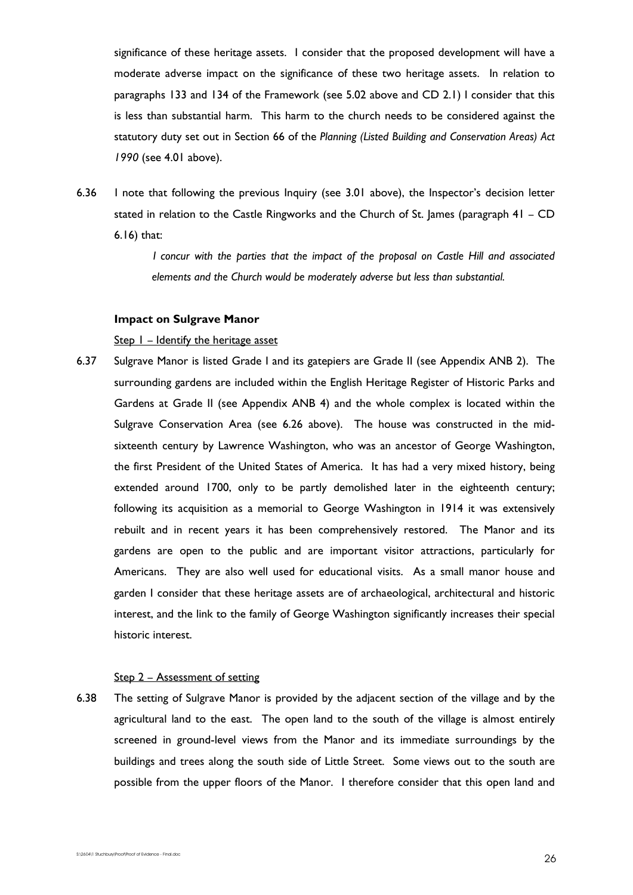significance of these heritage assets. I consider that the proposed development will have a moderate adverse impact on the significance of these two heritage assets. In relation to paragraphs 133 and 134 of the Framework (see 5.02 above and CD 2.1) I consider that this is less than substantial harm. This harm to the church needs to be considered against the statutory duty set out in Section 66 of the *Planning (Listed Building and Conservation Areas) Act 1990* (see 4.01 above).

6.36 I note that following the previous Inquiry (see 3.01 above), the Inspector's decision letter stated in relation to the Castle Ringworks and the Church of St. James (paragraph 41 – CD 6.16) that:

> *I concur with the parties that the impact of the proposal on Castle Hill and associated elements and the Church would be moderately adverse but less than substantial.*

**Impact on Sulgrave Manor**

Step 1 – Identify the heritage asset

6.37 Sulgrave Manor is listed Grade I and its gatepiers are Grade II (see Appendix ANB 2). The surrounding gardens are included within the English Heritage Register of Historic Parks and Gardens at Grade II (see Appendix ANB 4) and the whole complex is located within the Sulgrave Conservation Area (see 6.26 above). The house was constructed in the mid-sixteenth century by Lawrence Washington, who was an ancestor of George Washington, the first President of the United States of America. It has had a very mixed history, being extended around 1700, only to be partly demolished later in the eighteenth century; following its acquisition as a memorial to George Washington in 1914 it was extensively rebuilt and in recent years it has been comprehensively restored. The Manor and its gardens are open to the public and are important visitor attractions, particularly for Americans. They are also well used for educational visits. As a small manor house and garden I consider that these heritage assets are of archaeological, architectural and historic interest, and the link to the family of George Washington significantly increases their special historic interest.

Step 2 – Assessment of setting

6.38 The setting of Sulgrave Manor is provided by the adjacent section of the village and by the agricultural land to the east. The open land to the south of the village is almost entirely screened in ground-level views from the Manor and its immediate surroundings by the buildings and trees along the south side of Little Street. Some views out to the south are possible from the upper floors of the Manor. I therefore consider that this open land and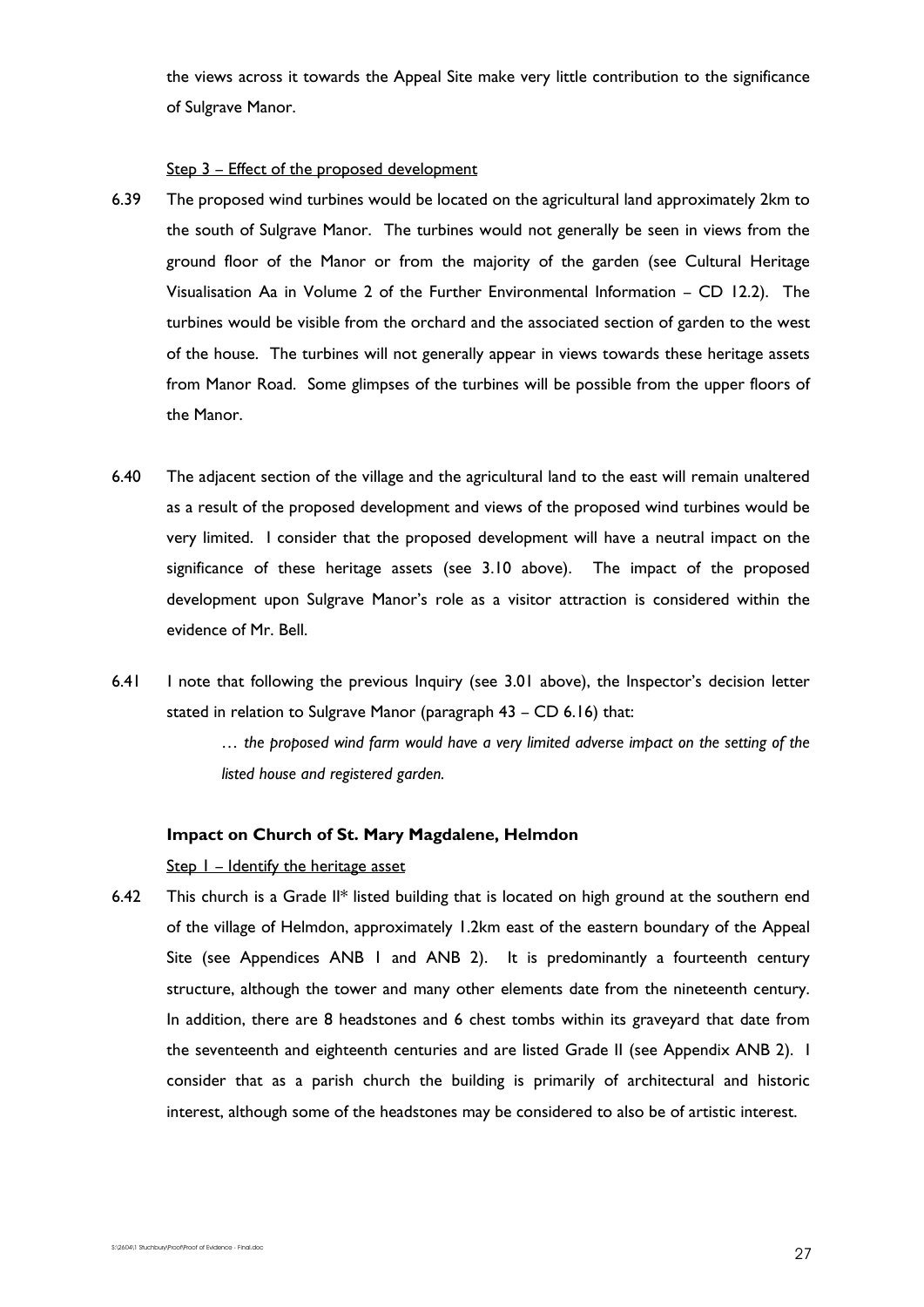the views across it towards the Appeal Site make very little contribution to the significance of Sulgrave Manor.

Step 3 – Effect of the proposed development

6.39 The proposed wind turbines would be located on the agricultural land approximately 2km to the south of Sulgrave Manor. The turbines would not generally be seen in views from the ground floor of the Manor or from the majority of the garden (see Cultural Heritage Visualisation Aa in Volume 2 of the Further Environmental Information – CD 12.2). The turbines would be visible from the orchard and the associated section of garden to the west of the house. The turbines will not generally appear in views towards these heritage assets from Manor Road. Some glimpses of the turbines will be possible from the upper floors of the Manor.

6.40 The adjacent section of the village and the agricultural land to the east will remain unaltered as a result of the proposed development and views of the proposed wind turbines would be very limited. I consider that the proposed development will have a neutral impact on the significance of these heritage assets (see 3.10 above). The impact of the proposed development upon Sulgrave Manor's role as a visitor attraction is considered within the evidence of Mr. Bell.

6.41 I note that following the previous Inquiry (see 3.01 above), the Inspector's decision letter stated in relation to Sulgrave Manor (paragraph 43 – CD 6.16) that:

> *… the proposed wind farm would have a very limited adverse impact on the setting of the listed house and registered garden.*

**Impact on Church of St. Mary Magdalene, Helmdon**

Step 1 – Identify the heritage asset

6.42 This church is a Grade II* listed building that is located on high ground at the southern end of the village of Helmdon, approximately 1.2km east of the eastern boundary of the Appeal Site (see Appendices ANB 1 and ANB 2). It is predominantly a fourteenth century structure, although the tower and many other elements date from the nineteenth century. In addition, there are 8 headstones and 6 chest tombs within its graveyard that date from the seventeenth and eighteenth centuries and are listed Grade II (see Appendix ANB 2). I consider that as a parish church the building is primarily of architectural and historic interest, although some of the headstones may be considered to also be of artistic interest.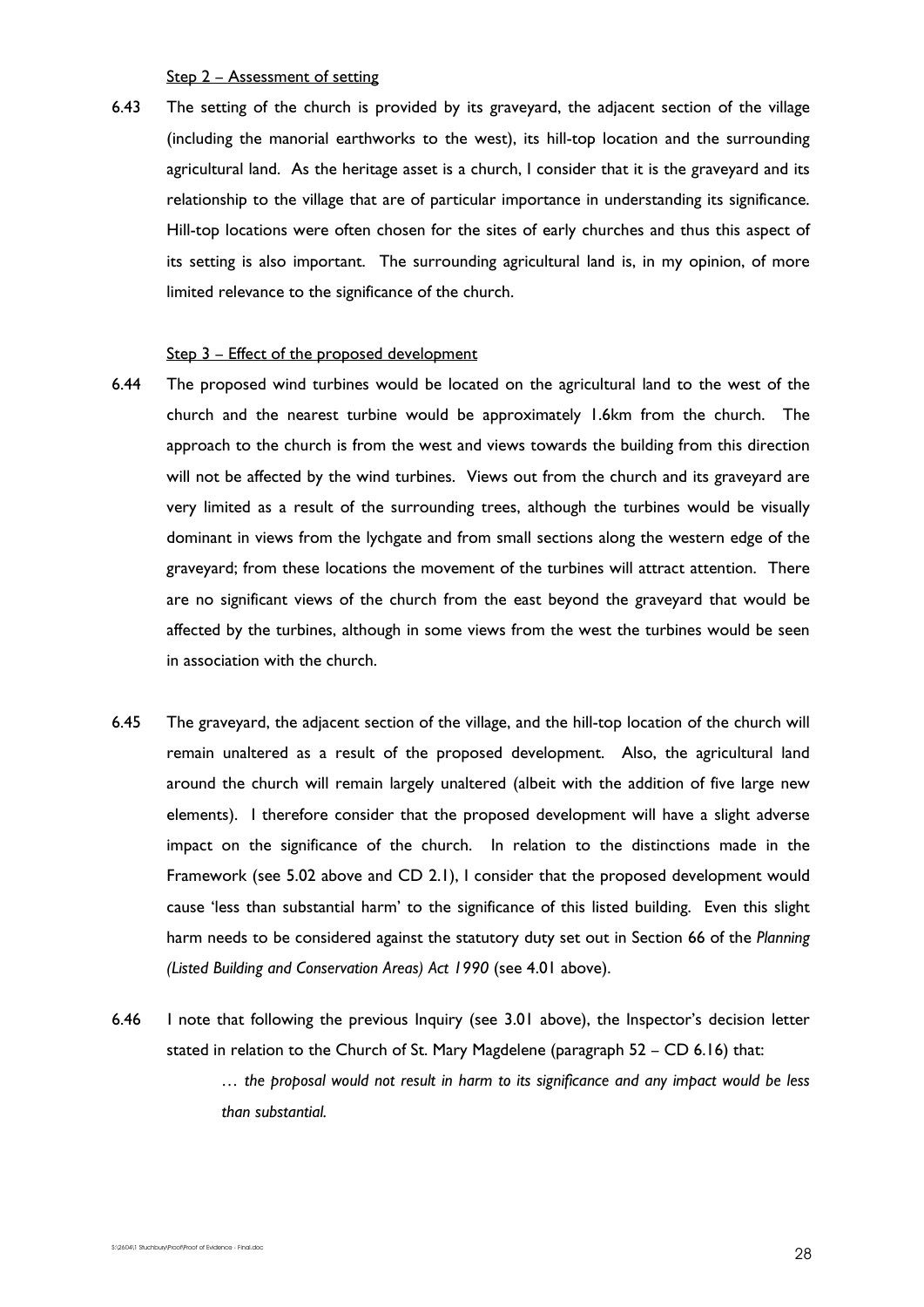Step 2 – Assessment of setting

6.43 The setting of the church is provided by its graveyard, the adjacent section of the village (including the manorial earthworks to the west), its hill-top location and the surrounding agricultural land. As the heritage asset is a church, I consider that it is the graveyard and its relationship to the village that are of particular importance in understanding its significance. Hill-top locations were often chosen for the sites of early churches and thus this aspect of its setting is also important. The surrounding agricultural land is, in my opinion, of more limited relevance to the significance of the church.

Step 3 – Effect of the proposed development

6.44 The proposed wind turbines would be located on the agricultural land to the west of the church and the nearest turbine would be approximately 1.6km from the church. The approach to the church is from the west and views towards the building from this direction will not be affected by the wind turbines. Views out from the church and its graveyard are very limited as a result of the surrounding trees, although the turbines would be visually dominant in views from the lychgate and from small sections along the western edge of the graveyard; from these locations the movement of the turbines will attract attention. There are no significant views of the church from the east beyond the graveyard that would be affected by the turbines, although in some views from the west the turbines would be seen in association with the church.

6.45 The graveyard, the adjacent section of the village, and the hill-top location of the church will remain unaltered as a result of the proposed development. Also, the agricultural land around the church will remain largely unaltered (albeit with the addition of five large new elements). I therefore consider that the proposed development will have a slight adverse impact on the significance of the church. In relation to the distinctions made in the Framework (see 5.02 above and CD 2.1), I consider that the proposed development would cause 'less than substantial harm' to the significance of this listed building. Even this slight harm needs to be considered against the statutory duty set out in Section 66 of the *Planning (Listed Building and Conservation Areas) Act 1990* (see 4.01 above).

6.46 I note that following the previous Inquiry (see 3.01 above), the Inspector's decision letter stated in relation to the Church of St. Mary Magdelene (paragraph 52 – CD 6.16) that:

> *… the proposal would not result in harm to its significance and any impact would be less than substantial.*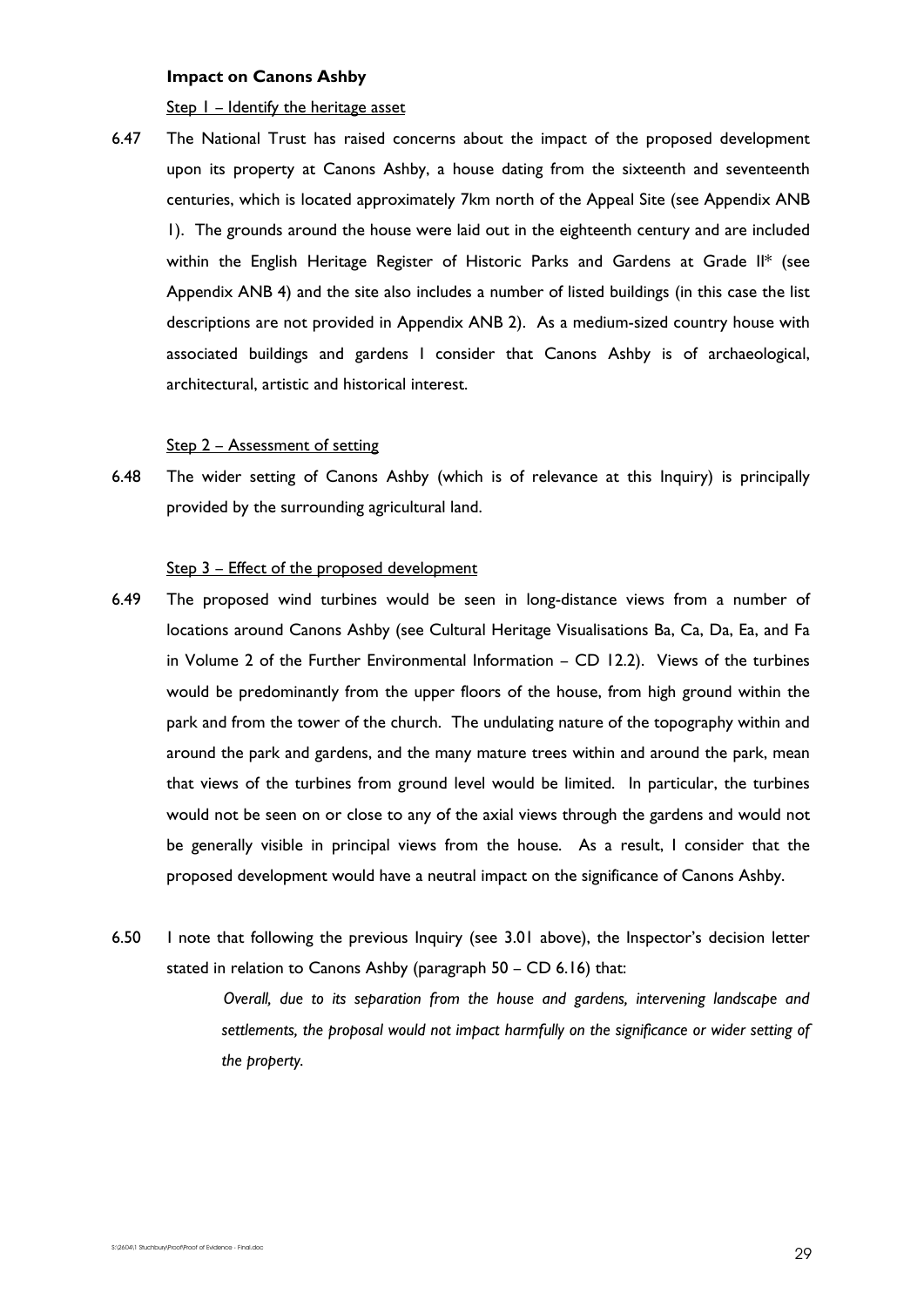**Impact on Canons Ashby**

Step 1 – Identify the heritage asset

6.47 The National Trust has raised concerns about the impact of the proposed development upon its property at Canons Ashby, a house dating from the sixteenth and seventeenth centuries, which is located approximately 7km north of the Appeal Site (see Appendix ANB 1). The grounds around the house were laid out in the eighteenth century and are included within the English Heritage Register of Historic Parks and Gardens at Grade II* (see Appendix ANB 4) and the site also includes a number of listed buildings (in this case the list descriptions are not provided in Appendix ANB 2). As a medium-sized country house with associated buildings and gardens I consider that Canons Ashby is of archaeological, architectural, artistic and historical interest.

Step 2 – Assessment of setting

6.48 The wider setting of Canons Ashby (which is of relevance at this Inquiry) is principally provided by the surrounding agricultural land.

Step 3 – Effect of the proposed development

6.49 The proposed wind turbines would be seen in long-distance views from a number of locations around Canons Ashby (see Cultural Heritage Visualisations Ba, Ca, Da, Ea, and Fa in Volume 2 of the Further Environmental Information – CD 12.2). Views of the turbines would be predominantly from the upper floors of the house, from high ground within the park and from the tower of the church. The undulating nature of the topography within and around the park and gardens, and the many mature trees within and around the park, mean that views of the turbines from ground level would be limited. In particular, the turbines would not be seen on or close to any of the axial views through the gardens and would not be generally visible in principal views from the house. As a result, I consider that the proposed development would have a neutral impact on the significance of Canons Ashby.

6.50 I note that following the previous Inquiry (see 3.01 above), the Inspector's decision letter stated in relation to Canons Ashby (paragraph 50 – CD 6.16) that:

> *Overall, due to its separation from the house and gardens, intervening landscape and settlements, the proposal would not impact harmfully on the significance or wider setting of the property.*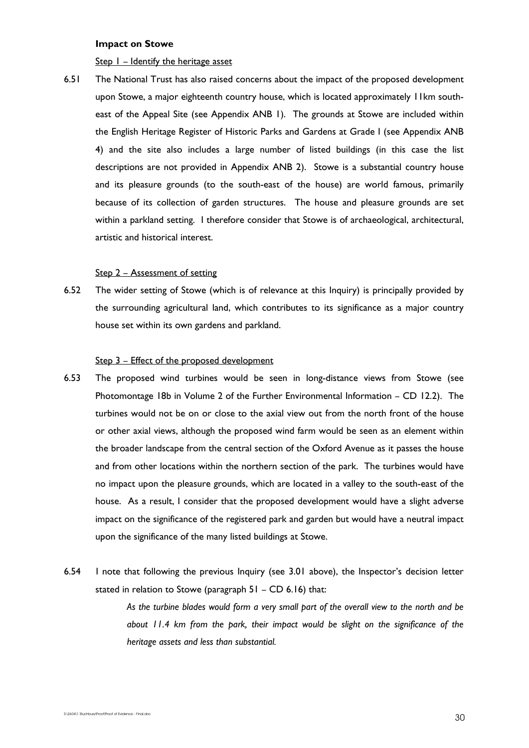**Impact on Stowe**

Step 1 – Identify the heritage asset

6.51 The National Trust has also raised concerns about the impact of the proposed development upon Stowe, a major eighteenth country house, which is located approximately 11km south-east of the Appeal Site (see Appendix ANB 1). The grounds at Stowe are included within the English Heritage Register of Historic Parks and Gardens at Grade I (see Appendix ANB 4) and the site also includes a large number of listed buildings (in this case the list descriptions are not provided in Appendix ANB 2). Stowe is a substantial country house and its pleasure grounds (to the south-east of the house) are world famous, primarily because of its collection of garden structures. The house and pleasure grounds are set within a parkland setting. I therefore consider that Stowe is of archaeological, architectural, artistic and historical interest.

Step 2 – Assessment of setting

6.52 The wider setting of Stowe (which is of relevance at this Inquiry) is principally provided by the surrounding agricultural land, which contributes to its significance as a major country house set within its own gardens and parkland.

Step 3 – Effect of the proposed development

6.53 The proposed wind turbines would be seen in long-distance views from Stowe (see Photomontage 18b in Volume 2 of the Further Environmental Information – CD 12.2). The turbines would not be on or close to the axial view out from the north front of the house or other axial views, although the proposed wind farm would be seen as an element within the broader landscape from the central section of the Oxford Avenue as it passes the house and from other locations within the northern section of the park. The turbines would have no impact upon the pleasure grounds, which are located in a valley to the south-east of the house. As a result, I consider that the proposed development would have a slight adverse impact on the significance of the registered park and garden but would have a neutral impact upon the significance of the many listed buildings at Stowe.

6.54 I note that following the previous Inquiry (see 3.01 above), the Inspector's decision letter stated in relation to Stowe (paragraph 51 – CD 6.16) that:

> *As the turbine blades would form a very small part of the overall view to the north and be about 11.4 km from the park, their impact would be slight on the significance of the heritage assets and less than substantial.*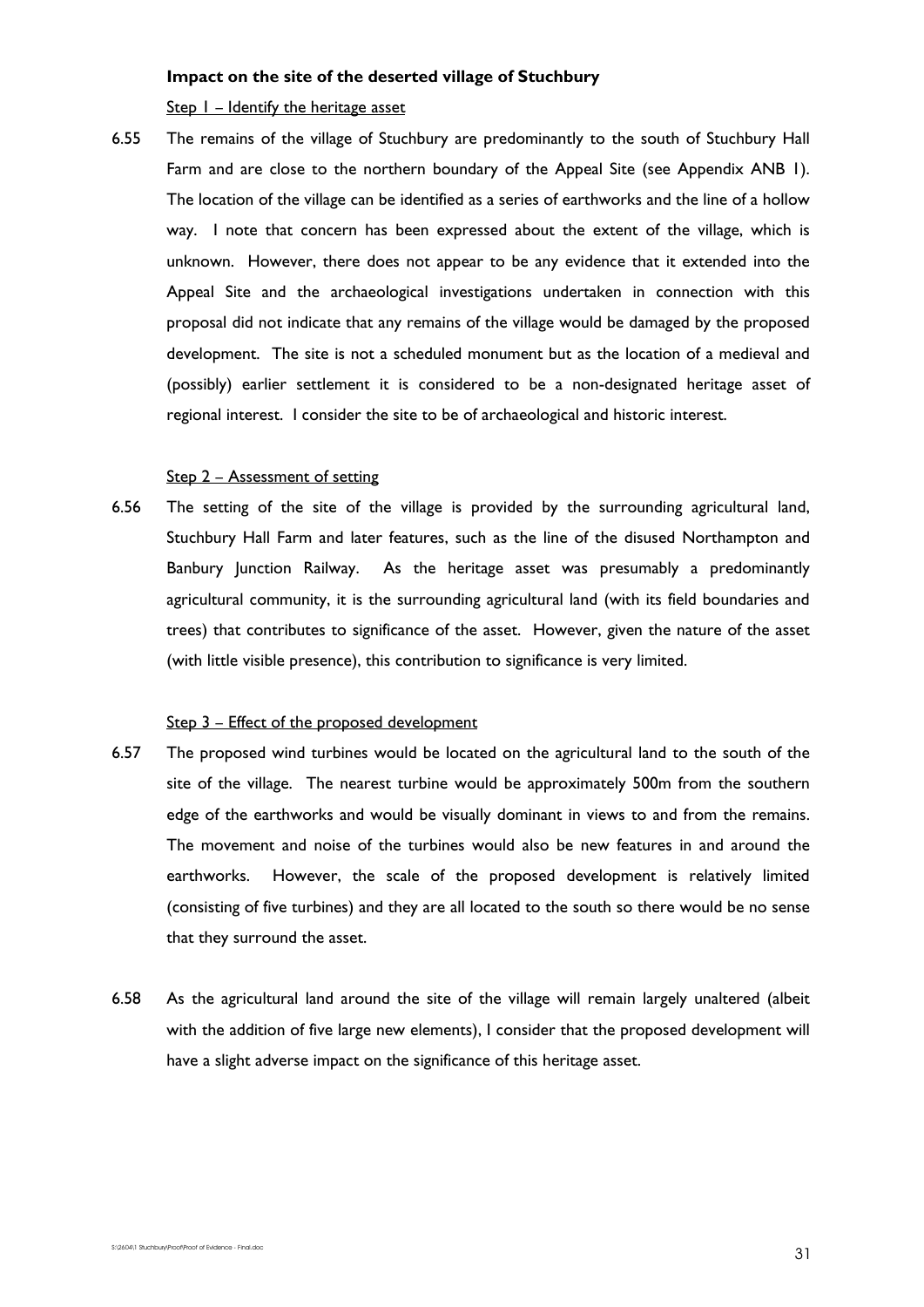**Impact on the site of the deserted village of Stuchbury**

Step 1 – Identify the heritage asset

6.55 The remains of the village of Stuchbury are predominantly to the south of Stuchbury Hall Farm and are close to the northern boundary of the Appeal Site (see Appendix ANB 1). The location of the village can be identified as a series of earthworks and the line of a hollow way. I note that concern has been expressed about the extent of the village, which is unknown. However, there does not appear to be any evidence that it extended into the Appeal Site and the archaeological investigations undertaken in connection with this proposal did not indicate that any remains of the village would be damaged by the proposed development. The site is not a scheduled monument but as the location of a medieval and (possibly) earlier settlement it is considered to be a non-designated heritage asset of regional interest. I consider the site to be of archaeological and historic interest.

Step 2 – Assessment of setting

6.56 The setting of the site of the village is provided by the surrounding agricultural land, Stuchbury Hall Farm and later features, such as the line of the disused Northampton and Banbury Junction Railway. As the heritage asset was presumably a predominantly agricultural community, it is the surrounding agricultural land (with its field boundaries and trees) that contributes to significance of the asset. However, given the nature of the asset (with little visible presence), this contribution to significance is very limited.

Step 3 – Effect of the proposed development

6.57 The proposed wind turbines would be located on the agricultural land to the south of the site of the village. The nearest turbine would be approximately 500m from the southern edge of the earthworks and would be visually dominant in views to and from the remains. The movement and noise of the turbines would also be new features in and around the earthworks. However, the scale of the proposed development is relatively limited (consisting of five turbines) and they are all located to the south so there would be no sense that they surround the asset.

6.58 As the agricultural land around the site of the village will remain largely unaltered (albeit with the addition of five large new elements), I consider that the proposed development will have a slight adverse impact on the significance of this heritage asset.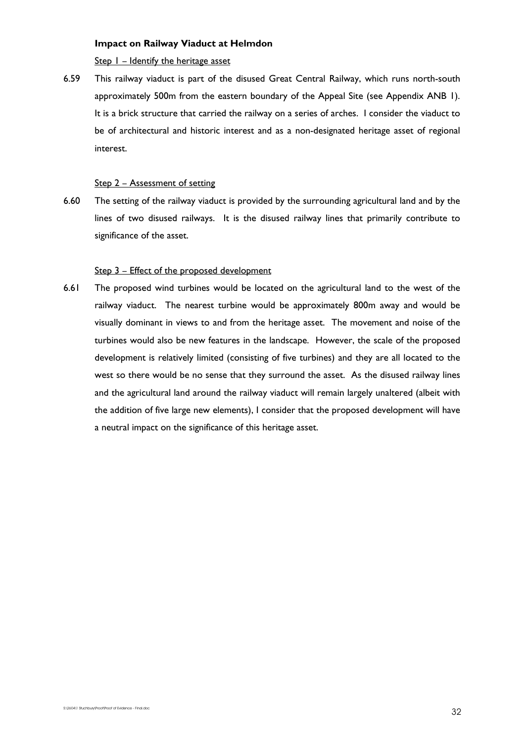**Impact on Railway Viaduct at Helmdon**

Step 1 – Identify the heritage asset

6.59 This railway viaduct is part of the disused Great Central Railway, which runs north-south approximately 500m from the eastern boundary of the Appeal Site (see Appendix ANB 1). It is a brick structure that carried the railway on a series of arches. I consider the viaduct to be of architectural and historic interest and as a non-designated heritage asset of regional interest.

Step 2 – Assessment of setting

6.60 The setting of the railway viaduct is provided by the surrounding agricultural land and by the lines of two disused railways. It is the disused railway lines that primarily contribute to significance of the asset.

Step 3 – Effect of the proposed development

6.61 The proposed wind turbines would be located on the agricultural land to the west of the railway viaduct. The nearest turbine would be approximately 800m away and would be visually dominant in views to and from the heritage asset. The movement and noise of the turbines would also be new features in the landscape. However, the scale of the proposed development is relatively limited (consisting of five turbines) and they are all located to the west so there would be no sense that they surround the asset. As the disused railway lines and the agricultural land around the railway viaduct will remain largely unaltered (albeit with the addition of five large new elements), I consider that the proposed development will have a neutral impact on the significance of this heritage asset.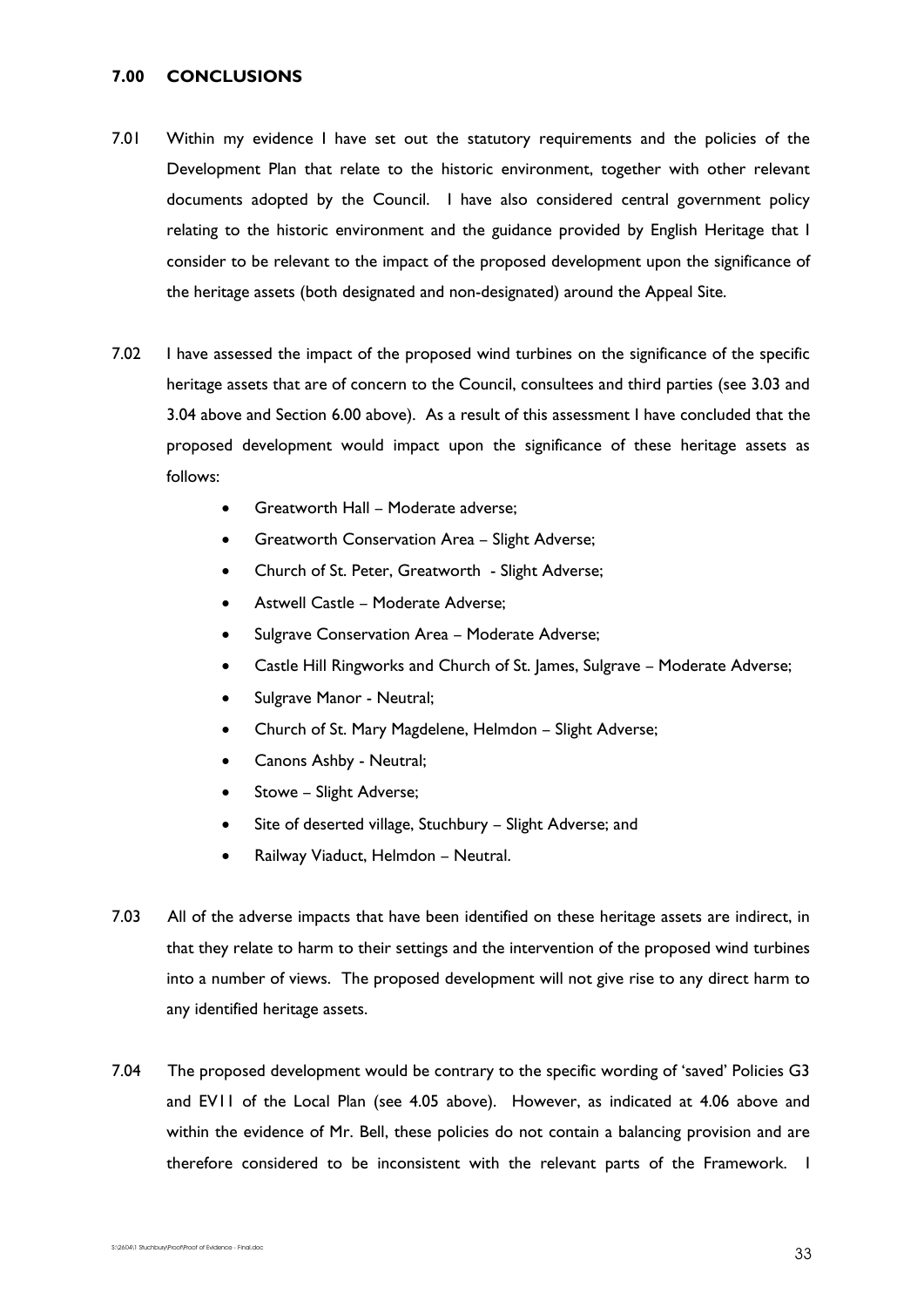## 7.00 CONCLUSIONS

7.01 Within my evidence I have set out the statutory requirements and the policies of the Development Plan that relate to the historic environment, together with other relevant documents adopted by the Council. I have also considered central government policy relating to the historic environment and the guidance provided by English Heritage that I consider to be relevant to the impact of the proposed development upon the significance of the heritage assets (both designated and non-designated) around the Appeal Site.

7.02 I have assessed the impact of the proposed wind turbines on the significance of the specific heritage assets that are of concern to the Council, consultees and third parties (see 3.03 and 3.04 above and Section 6.00 above). As a result of this assessment I have concluded that the proposed development would impact upon the significance of these heritage assets as follows:

- Greatworth Hall – Moderate adverse;
- Greatworth Conservation Area – Slight Adverse;
- Church of St. Peter, Greatworth - Slight Adverse;
- Astwell Castle – Moderate Adverse;
- Sulgrave Conservation Area – Moderate Adverse;
- Castle Hill Ringworks and Church of St. James, Sulgrave – Moderate Adverse;
- Sulgrave Manor - Neutral;
- Church of St. Mary Magdelene, Helmdon – Slight Adverse;
- Canons Ashby - Neutral;
- Stowe – Slight Adverse;
- Site of deserted village, Stuchbury – Slight Adverse; and
- Railway Viaduct, Helmdon – Neutral.

7.03 All of the adverse impacts that have been identified on these heritage assets are indirect, in that they relate to harm to their settings and the intervention of the proposed wind turbines into a number of views. The proposed development will not give rise to any direct harm to any identified heritage assets.

7.04 The proposed development would be contrary to the specific wording of 'saved' Policies G3 and EV11 of the Local Plan (see 4.05 above). However, as indicated at 4.06 above and within the evidence of Mr. Bell, these policies do not contain a balancing provision and are therefore considered to be inconsistent with the relevant parts of the Framework. I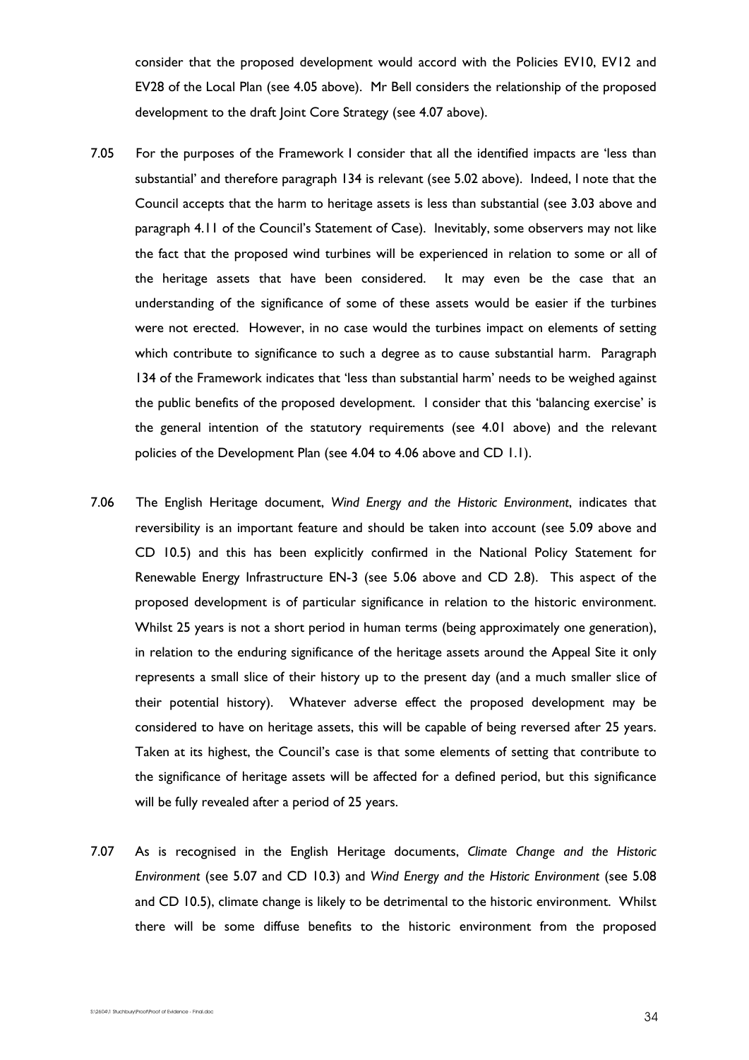consider that the proposed development would accord with the Policies EV10, EV12 and EV28 of the Local Plan (see 4.05 above). Mr Bell considers the relationship of the proposed development to the draft Joint Core Strategy (see 4.07 above).

7.05 For the purposes of the Framework I consider that all the identified impacts are 'less than substantial' and therefore paragraph 134 is relevant (see 5.02 above). Indeed, I note that the Council accepts that the harm to heritage assets is less than substantial (see 3.03 above and paragraph 4.11 of the Council's Statement of Case). Inevitably, some observers may not like the fact that the proposed wind turbines will be experienced in relation to some or all of the heritage assets that have been considered. It may even be the case that an understanding of the significance of some of these assets would be easier if the turbines were not erected. However, in no case would the turbines impact on elements of setting which contribute to significance to such a degree as to cause substantial harm. Paragraph 134 of the Framework indicates that 'less than substantial harm' needs to be weighed against the public benefits of the proposed development. I consider that this 'balancing exercise' is the general intention of the statutory requirements (see 4.01 above) and the relevant policies of the Development Plan (see 4.04 to 4.06 above and CD 1.1).

7.06 The English Heritage document, *Wind Energy and the Historic Environment*, indicates that reversibility is an important feature and should be taken into account (see 5.09 above and CD 10.5) and this has been explicitly confirmed in the National Policy Statement for Renewable Energy Infrastructure EN-3 (see 5.06 above and CD 2.8). This aspect of the proposed development is of particular significance in relation to the historic environment. Whilst 25 years is not a short period in human terms (being approximately one generation), in relation to the enduring significance of the heritage assets around the Appeal Site it only represents a small slice of their history up to the present day (and a much smaller slice of their potential history). Whatever adverse effect the proposed development may be considered to have on heritage assets, this will be capable of being reversed after 25 years. Taken at its highest, the Council's case is that some elements of setting that contribute to the significance of heritage assets will be affected for a defined period, but this significance will be fully revealed after a period of 25 years.

7.07 As is recognised in the English Heritage documents, *Climate Change and the Historic Environment* (see 5.07 and CD 10.3) and *Wind Energy and the Historic Environment* (see 5.08 and CD 10.5), climate change is likely to be detrimental to the historic environment. Whilst there will be some diffuse benefits to the historic environment from the proposed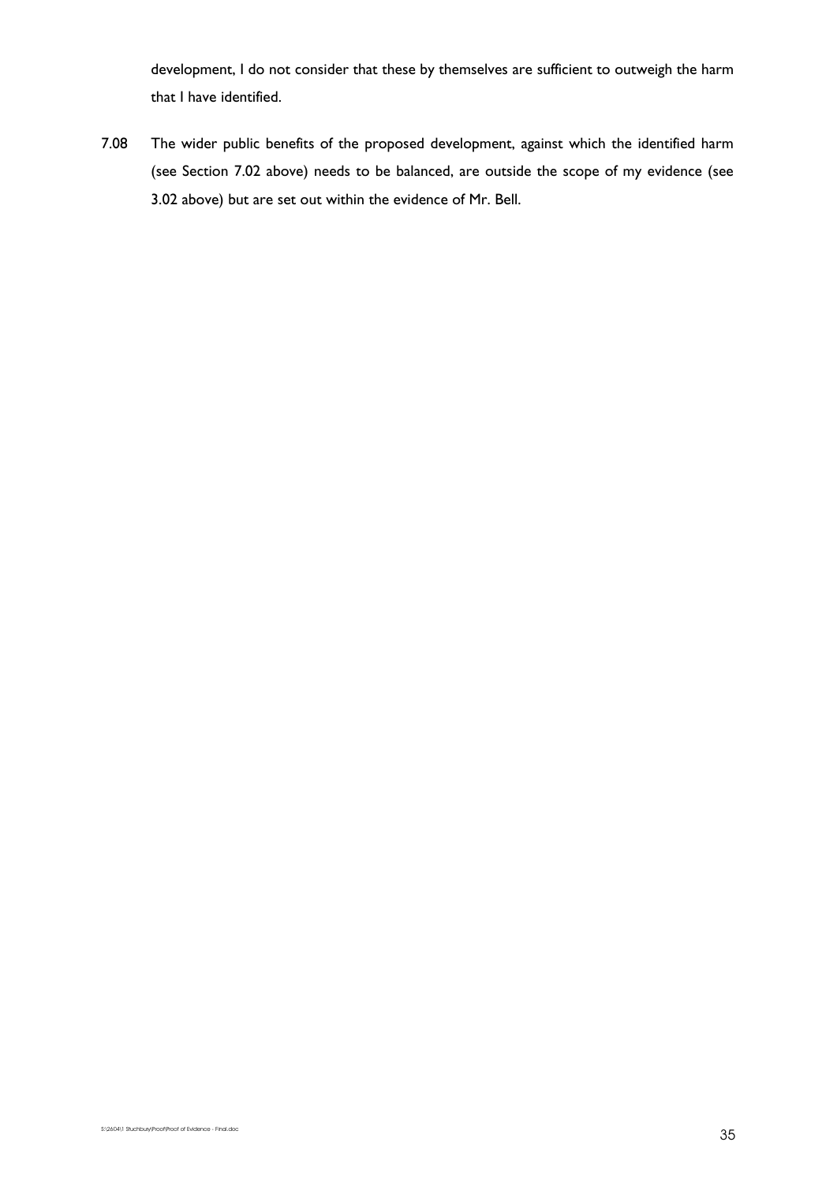development, I do not consider that these by themselves are sufficient to outweigh the harm that I have identified.

7.08 The wider public benefits of the proposed development, against which the identified harm (see Section 7.02 above) needs to be balanced, are outside the scope of my evidence (see 3.02 above) but are set out within the evidence of Mr. Bell.